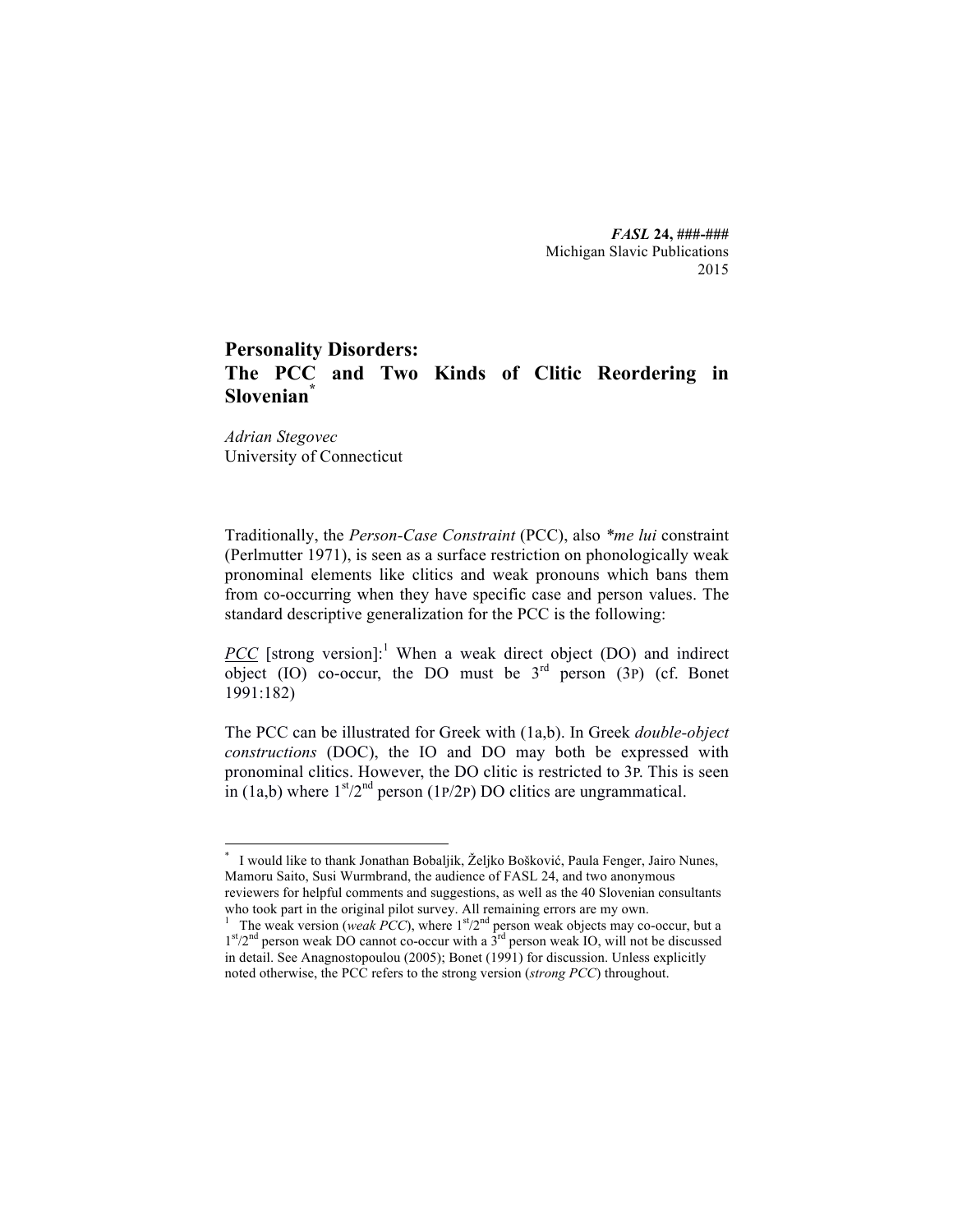# Personality Disorders: The PCC and Two Kinds of Clitic Reordering in Slovenian[*]

*Adrian Stegovec*
University of Connecticut

Traditionally, the *Person-Case Constraint* (PCC), also *\*me lui* constraint (Perlmutter 1971), is seen as a surface restriction on phonologically weak pronominal elements like clitics and weak pronouns which bans them from co-occurring when they have specific case and person values. The standard descriptive generalization for the PCC is the following:

<u>*PCC*</u> [strong version]:[1] When a weak direct object (DO) and indirect object (IO) co-occur, the DO must be 3rd person (3P) (cf. Bonet 1991:182)

The PCC can be illustrated for Greek with (1a,b). In Greek *double-object constructions* (DOC), the IO and DO may both be expressed with pronominal clitics. However, the DO clitic is restricted to 3P. This is seen in (1a,b) where 1st/2nd person (1P/2P) DO clitics are ungrammatical.

---

[*] I would like to thank Jonathan Bobaljik, Željko Bošković, Paula Fenger, Jairo Nunes, Mamoru Saito, Susi Wurmbrand, the audience of FASL 24, and two anonymous reviewers for helpful comments and suggestions, as well as the 40 Slovenian consultants who took part in the original pilot survey. All remaining errors are my own.

[1] The weak version (*weak PCC*), where 1st/2nd person weak objects may co-occur, but a 1st/2nd person weak DO cannot co-occur with a 3rd person weak IO, will not be discussed in detail. See Anagnostopoulou (2005); Bonet (1991) for discussion. Unless explicitly noted otherwise, the PCC refers to the strong version (*strong PCC*) throughout.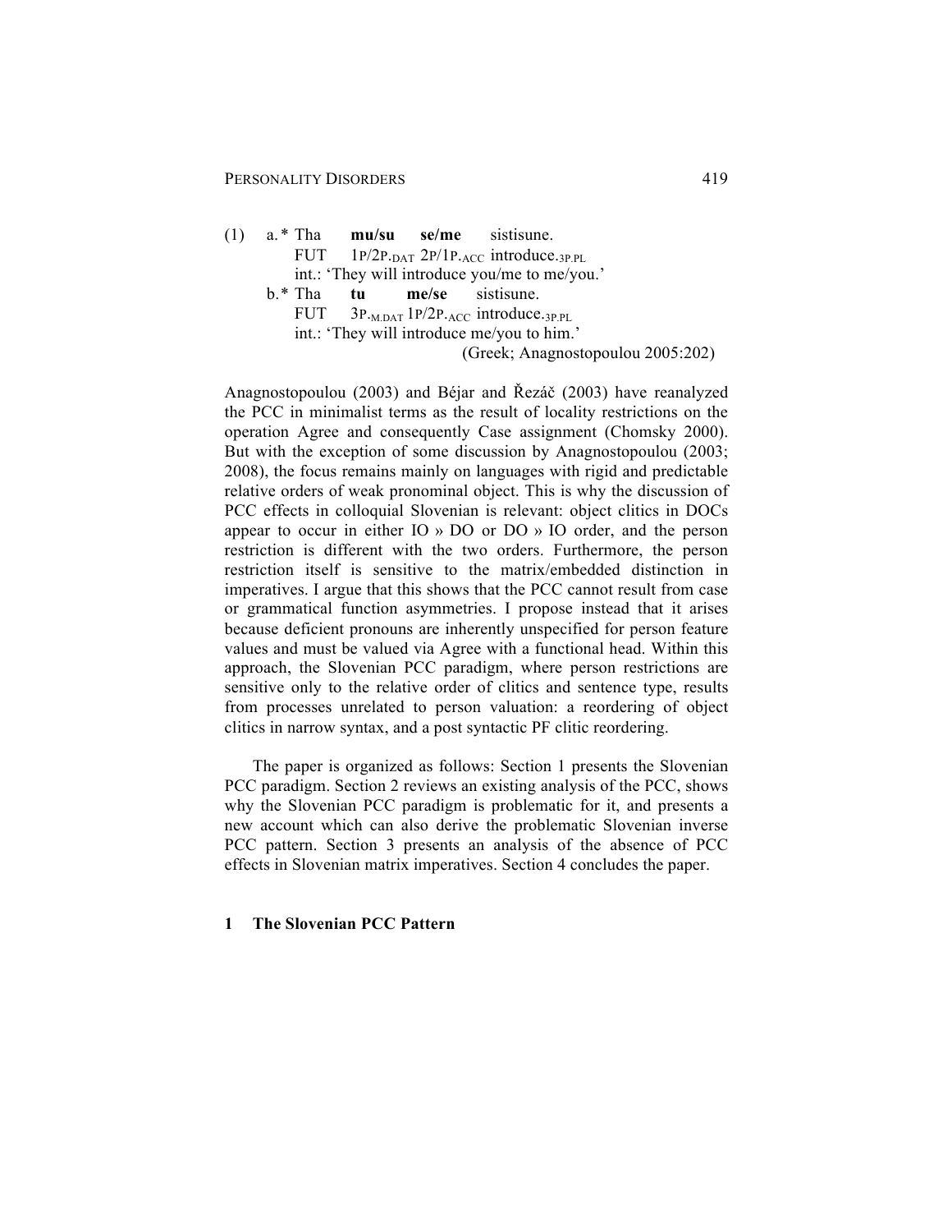(1) a. * Tha **mu/su** **se/me** sistisune.
FUT 1P/2P.$_{DAT}$ 2P/1P.$_{ACC}$ introduce.$_{3P.PL}$
int.: 'They will introduce you/me to me/you.'

b. * Tha **tu** **me/se** sistisune.
FUT 3P.$_{M.DAT}$ 1P/2P.$_{ACC}$ introduce.$_{3P.PL}$
int.: 'They will introduce me/you to him.'

(Greek; Anagnostopoulou 2005:202)

Anagnostopoulou (2003) and Béjar and Řezáč (2003) have reanalyzed the PCC in minimalist terms as the result of locality restrictions on the operation Agree and consequently Case assignment (Chomsky 2000). But with the exception of some discussion by Anagnostopoulou (2003; 2008), the focus remains mainly on languages with rigid and predictable relative orders of weak pronominal object. This is why the discussion of PCC effects in colloquial Slovenian is relevant: object clitics in DOCs appear to occur in either IO » DO or DO » IO order, and the person restriction is different with the two orders. Furthermore, the person restriction itself is sensitive to the matrix/embedded distinction in imperatives. I argue that this shows that the PCC cannot result from case or grammatical function asymmetries. I propose instead that it arises because deficient pronouns are inherently unspecified for person feature values and must be valued via Agree with a functional head. Within this approach, the Slovenian PCC paradigm, where person restrictions are sensitive only to the relative order of clitics and sentence type, results from processes unrelated to person valuation: a reordering of object clitics in narrow syntax, and a post syntactic PF clitic reordering.

The paper is organized as follows: Section 1 presents the Slovenian PCC paradigm. Section 2 reviews an existing analysis of the PCC, shows why the Slovenian PCC paradigm is problematic for it, and presents a new account which can also derive the problematic Slovenian inverse PCC pattern. Section 3 presents an analysis of the absence of PCC effects in Slovenian matrix imperatives. Section 4 concludes the paper.

## 1 The Slovenian PCC Pattern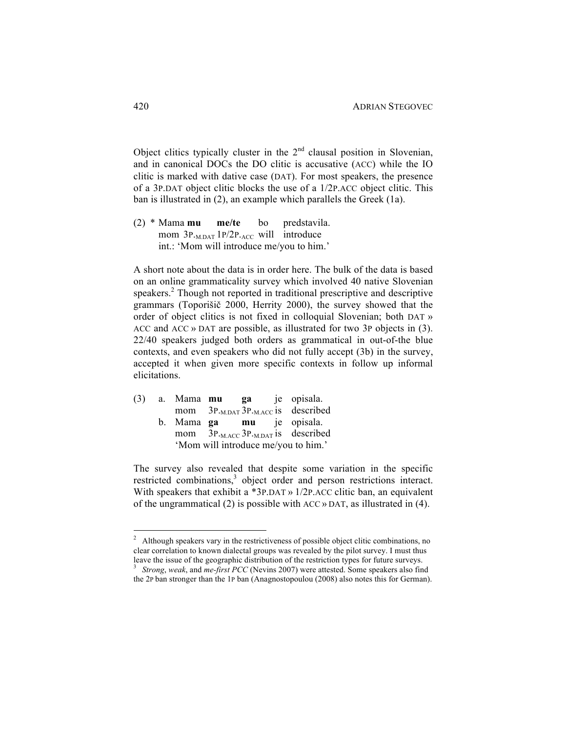Object clitics typically cluster in the 2nd clausal position in Slovenian, and in canonical DOCs the DO clitic is accusative (ACC) while the IO clitic is marked with dative case (DAT). For most speakers, the presence of a 3P.DAT object clitic blocks the use of a 1/2P.ACC object clitic. This ban is illustrated in (2), an example which parallels the Greek (1a).

(2) \* Mama **mu** **me/te** bo predstavila.
  mom 3P.$_{\text{M.DAT}}$ 1P/2P.$_{\text{ACC}}$ will introduce
  int.: 'Mom will introduce me/you to him.'

A short note about the data is in order here. The bulk of the data is based on an online grammaticality survey which involved 40 native Slovenian speakers.[2] Though not reported in traditional prescriptive and descriptive grammars (Toporišič 2000, Herrity 2000), the survey showed that the order of object clitics is not fixed in colloquial Slovenian; both DAT » ACC and ACC » DAT are possible, as illustrated for two 3P objects in (3). 22/40 speakers judged both orders as grammatical in out-of-the blue contexts, and even speakers who did not fully accept (3b) in the survey, accepted it when given more specific contexts in follow up informal elicitations.

(3) a. Mama **mu** **ga** je opisala.
  mom 3P.$_{\text{M.DAT}}$ 3P.$_{\text{M.ACC}}$ is described
 b. Mama **ga** **mu** je opisala.
  mom 3P.$_{\text{M.ACC}}$ 3P.$_{\text{M.DAT}}$ is described
  'Mom will introduce me/you to him.'

The survey also revealed that despite some variation in the specific restricted combinations,[3] object order and person restrictions interact. With speakers that exhibit a \*3P.DAT » 1/2P.ACC clitic ban, an equivalent of the ungrammatical (2) is possible with ACC » DAT, as illustrated in (4).

---

[2] Although speakers vary in the restrictiveness of possible object clitic combinations, no clear correlation to known dialectal groups was revealed by the pilot survey. I must thus leave the issue of the geographic distribution of the restriction types for future surveys.

[3] *Strong*, *weak*, and *me-first PCC* (Nevins 2007) were attested. Some speakers also find the 2P ban stronger than the 1P ban (Anagnostopoulou (2008) also notes this for German).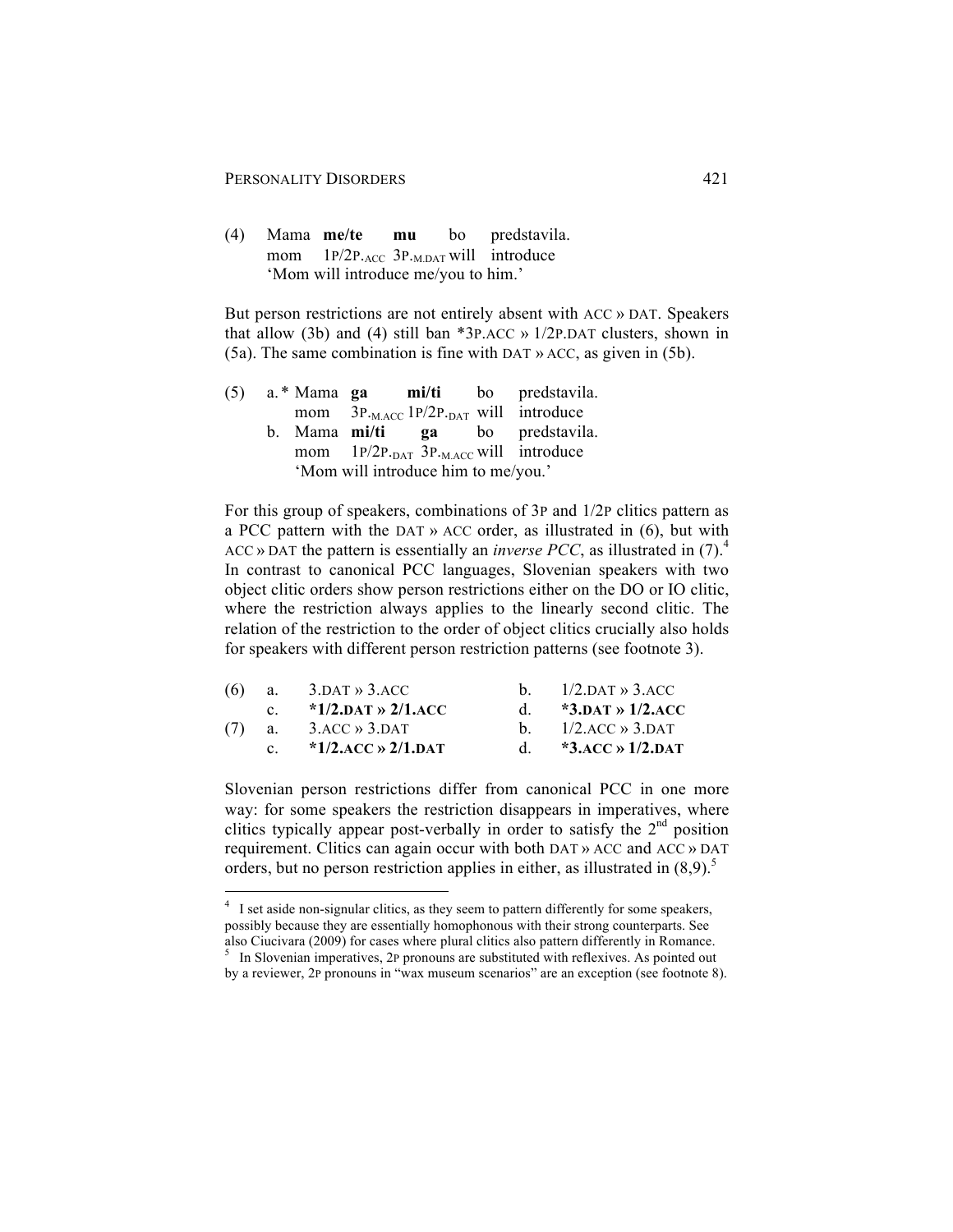(4) Mama **me/te** **mu** bo predstavila.
mom 1P/2P.$_{ACC}$ 3P.$_{M.DAT}$ will introduce
'Mom will introduce me/you to him.'

But person restrictions are not entirely absent with ACC » DAT. Speakers that allow (3b) and (4) still ban *3P.ACC » 1/2P.DAT clusters, shown in (5a). The same combination is fine with DAT » ACC, as given in (5b).

(5) a.* Mama **ga** **mi/ti** bo predstavila.
mom 3P.$_{M.ACC}$ 1P/2P.$_{DAT}$ will introduce
b. Mama **mi/ti** **ga** bo predstavila.
mom 1P/2P.$_{DAT}$ 3P.$_{M.ACC}$ will introduce
'Mom will introduce him to me/you.'

For this group of speakers, combinations of 3P and 1/2P clitics pattern as a PCC pattern with the DAT » ACC order, as illustrated in (6), but with ACC » DAT the pattern is essentially an *inverse PCC*, as illustrated in (7).[4] In contrast to canonical PCC languages, Slovenian speakers with two object clitic orders show person restrictions either on the DO or IO clitic, where the restriction always applies to the linearly second clitic. The relation of the restriction to the order of object clitics crucially also holds for speakers with different person restriction patterns (see footnote 3).

(6) a. 3.DAT » 3.ACC b. 1/2.DAT » 3.ACC
c. ***1/2.DAT » 2/1.ACC** d. ***3.DAT » 1/2.ACC**

(7) a. 3.ACC » 3.DAT b. 1/2.ACC » 3.DAT
c. ***1/2.ACC » 2/1.DAT** d. ***3.ACC » 1/2.DAT**

Slovenian person restrictions differ from canonical PCC in one more way: for some speakers the restriction disappears in imperatives, where clitics typically appear post-verbally in order to satisfy the 2nd position requirement. Clitics can again occur with both DAT » ACC and ACC » DAT orders, but no person restriction applies in either, as illustrated in (8,9).[5]

---

[4] I set aside non-singular clitics, as they seem to pattern differently for some speakers, possibly because they are essentially homophonous with their strong counterparts. See also Ciucivara (2009) for cases where plural clitics also pattern differently in Romance.

[5] In Slovenian imperatives, 2P pronouns are substituted with reflexives. As pointed out by a reviewer, 2P pronouns in "wax museum scenarios" are an exception (see footnote 8).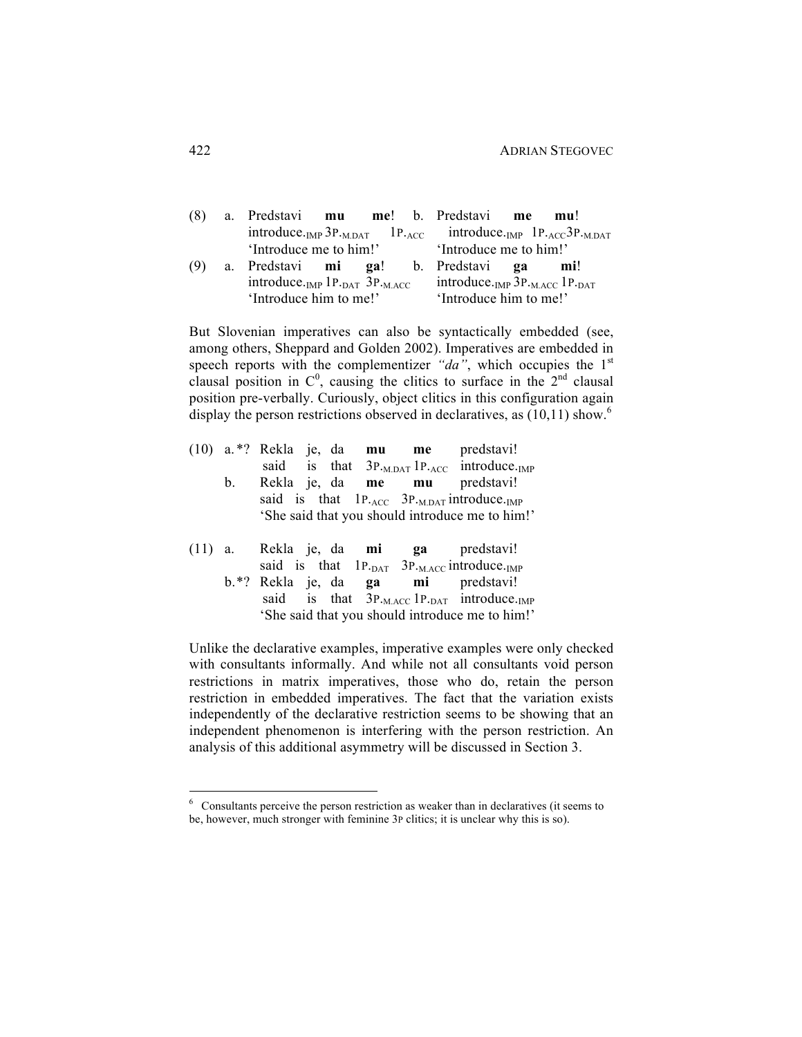(8) a. Predstavi **mu** **me**! b. Predstavi **me** **mu**!
introduce.$_{IMP}$ 3P.$_{M.DAT}$ 1P.$_{ACC}$ introduce.$_{IMP}$ 1P.$_{ACC}$ 3P.$_{M.DAT}$
'Introduce me to him!' 'Introduce me to him!'

(9) a. Predstavi **mi** **ga**! b. Predstavi **ga** **mi**!
introduce.$_{IMP}$ 1P.$_{DAT}$ 3P.$_{M.ACC}$ introduce.$_{IMP}$ 3P.$_{M.ACC}$ 1P.$_{DAT}$
'Introduce him to me!' 'Introduce him to me!'

But Slovenian imperatives can also be syntactically embedded (see, among others, Sheppard and Golden 2002). Imperatives are embedded in speech reports with the complementizer *"da"*, which occupies the 1st clausal position in $C^0$, causing the clitics to surface in the 2nd clausal position pre-verbally. Curiously, object clitics in this configuration again display the person restrictions observed in declaratives, as (10,11) show.[6]

(10) a.*? Rekla je, da **mu** **me** predstavi!
said is that 3P.$_{M.DAT}$ 1P.$_{ACC}$ introduce.$_{IMP}$
b. Rekla je, da **me** **mu** predstavi!
said is that 1P.$_{ACC}$ 3P.$_{M.DAT}$ introduce.$_{IMP}$
'She said that you should introduce me to him!'

(11) a. Rekla je, da **mi** **ga** predstavi!
said is that 1P.$_{DAT}$ 3P.$_{M.ACC}$ introduce.$_{IMP}$
b.*? Rekla je, da **ga** **mi** predstavi!
said is that 3P.$_{M.ACC}$ 1P.$_{DAT}$ introduce.$_{IMP}$
'She said that you should introduce me to him!'

Unlike the declarative examples, imperative examples were only checked with consultants informally. And while not all consultants void person restrictions in matrix imperatives, those who do, retain the person restriction in embedded imperatives. The fact that the variation exists independently of the declarative restriction seems to be showing that an independent phenomenon is interfering with the person restriction. An analysis of this additional asymmetry will be discussed in Section 3.

[6] Consultants perceive the person restriction as weaker than in declaratives (it seems to be, however, much stronger with feminine 3P clitics; it is unclear why this is so).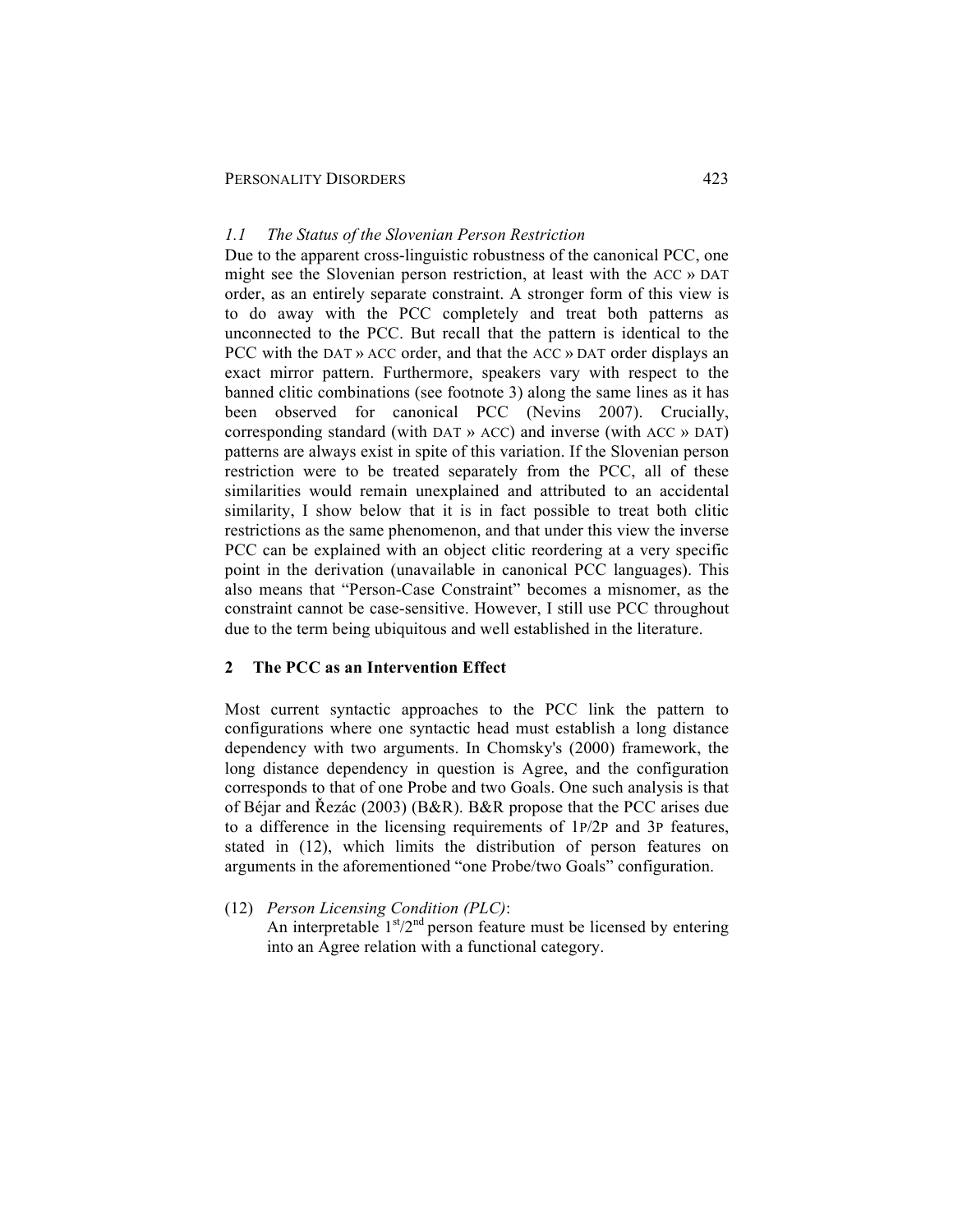### *1.1 The Status of the Slovenian Person Restriction*

Due to the apparent cross-linguistic robustness of the canonical PCC, one might see the Slovenian person restriction, at least with the ACC » DAT order, as an entirely separate constraint. A stronger form of this view is to do away with the PCC completely and treat both patterns as unconnected to the PCC. But recall that the pattern is identical to the PCC with the DAT » ACC order, and that the ACC » DAT order displays an exact mirror pattern. Furthermore, speakers vary with respect to the banned clitic combinations (see footnote 3) along the same lines as it has been observed for canonical PCC (Nevins 2007). Crucially, corresponding standard (with DAT » ACC) and inverse (with ACC » DAT) patterns are always exist in spite of this variation. If the Slovenian person restriction were to be treated separately from the PCC, all of these similarities would remain unexplained and attributed to an accidental similarity, I show below that it is in fact possible to treat both clitic restrictions as the same phenomenon, and that under this view the inverse PCC can be explained with an object clitic reordering at a very specific point in the derivation (unavailable in canonical PCC languages). This also means that "Person-Case Constraint" becomes a misnomer, as the constraint cannot be case-sensitive. However, I still use PCC throughout due to the term being ubiquitous and well established in the literature.

## 2 The PCC as an Intervention Effect

Most current syntactic approaches to the PCC link the pattern to configurations where one syntactic head must establish a long distance dependency with two arguments. In Chomsky's (2000) framework, the long distance dependency in question is Agree, and the configuration corresponds to that of one Probe and two Goals. One such analysis is that of Béjar and Řezác (2003) (B&R). B&R propose that the PCC arises due to a difference in the licensing requirements of 1P/2P and 3P features, stated in (12), which limits the distribution of person features on arguments in the aforementioned "one Probe/two Goals" configuration.

(12) *Person Licensing Condition (PLC)*:
An interpretable $1^{st}/2^{nd}$ person feature must be licensed by entering into an Agree relation with a functional category.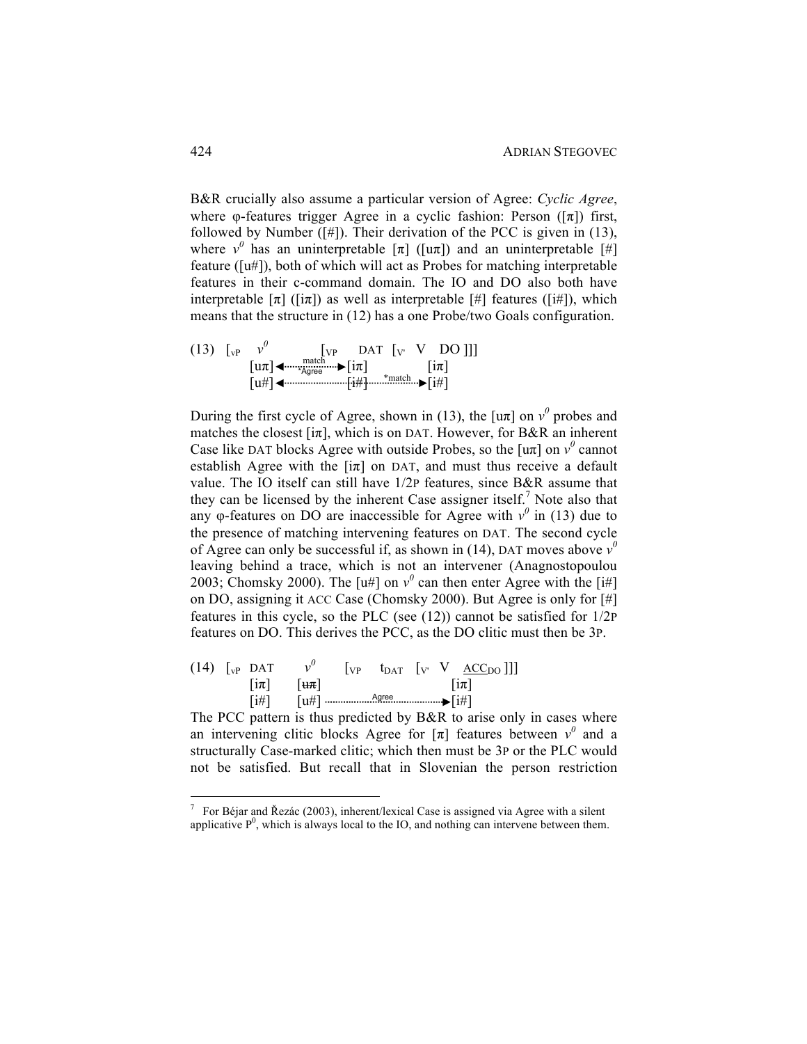B&R crucially also assume a particular version of Agree: *Cyclic Agree*, where φ-features trigger Agree in a cyclic fashion: Person ([π]) first, followed by Number ([#]). Their derivation of the PCC is given in (13), where $v^0$ has an uninterpretable [π] ([uπ]) and an uninterpretable [#] feature ([u#]), both of which will act as Probes for matching interpretable features in their c-command domain. The IO and DO also both have interpretable [π] ([iπ]) as well as interpretable [#] features ([i#]), which means that the structure in (12) has a one Probe/two Goals configuration.

(13) $[_{vP}$ $v^0$ $[_{VP}$ DAT $[_{V'}$ V DO ]]]
 [uπ] ◄···match / *Agree···► [iπ] [iπ]
 [u#] ◄··························· [i#] ···*match···► [i#]

During the first cycle of Agree, shown in (13), the [uπ] on $v^0$ probes and matches the closest [iπ], which is on DAT. However, for B&R an inherent Case like DAT blocks Agree with outside Probes, so the [uπ] on $v^0$ cannot establish Agree with the [iπ] on DAT, and must thus receive a default value. The IO itself can still have 1/2P features, since B&R assume that they can be licensed by the inherent Case assigner itself.[7] Note also that any φ-features on DO are inaccessible for Agree with $v^0$ in (13) due to the presence of matching intervening features on DAT. The second cycle of Agree can only be successful if, as shown in (14), DAT moves above $v^0$ leaving behind a trace, which is not an intervener (Anagnostopoulou 2003; Chomsky 2000). The [u#] on $v^0$ can then enter Agree with the [i#] on DO, assigning it ACC Case (Chomsky 2000). But Agree is only for [#] features in this cycle, so the PLC (see (12)) cannot be satisfied for 1/2P features on DO. This derives the PCC, as the DO clitic must then be 3P.

(14) $[_{vP}$ DAT $v^0$ $[_{VP}$ $t_{DAT}$ $[_{V'}$ V $\underline{ACC}_{DO}$ ]]]
 [iπ] [~~uπ~~] [iπ]
 [i#] [u#] ·························Agree·························► [i#]

The PCC pattern is thus predicted by B&R to arise only in cases where an intervening clitic blocks Agree for [π] features between $v^0$ and a structurally Case-marked clitic; which then must be 3P or the PLC would not be satisfied. But recall that in Slovenian the person restriction

---

[7] For Béjar and Řezác (2003), inherent/lexical Case is assigned via Agree with a silent applicative $P^0$, which is always local to the IO, and nothing can intervene between them.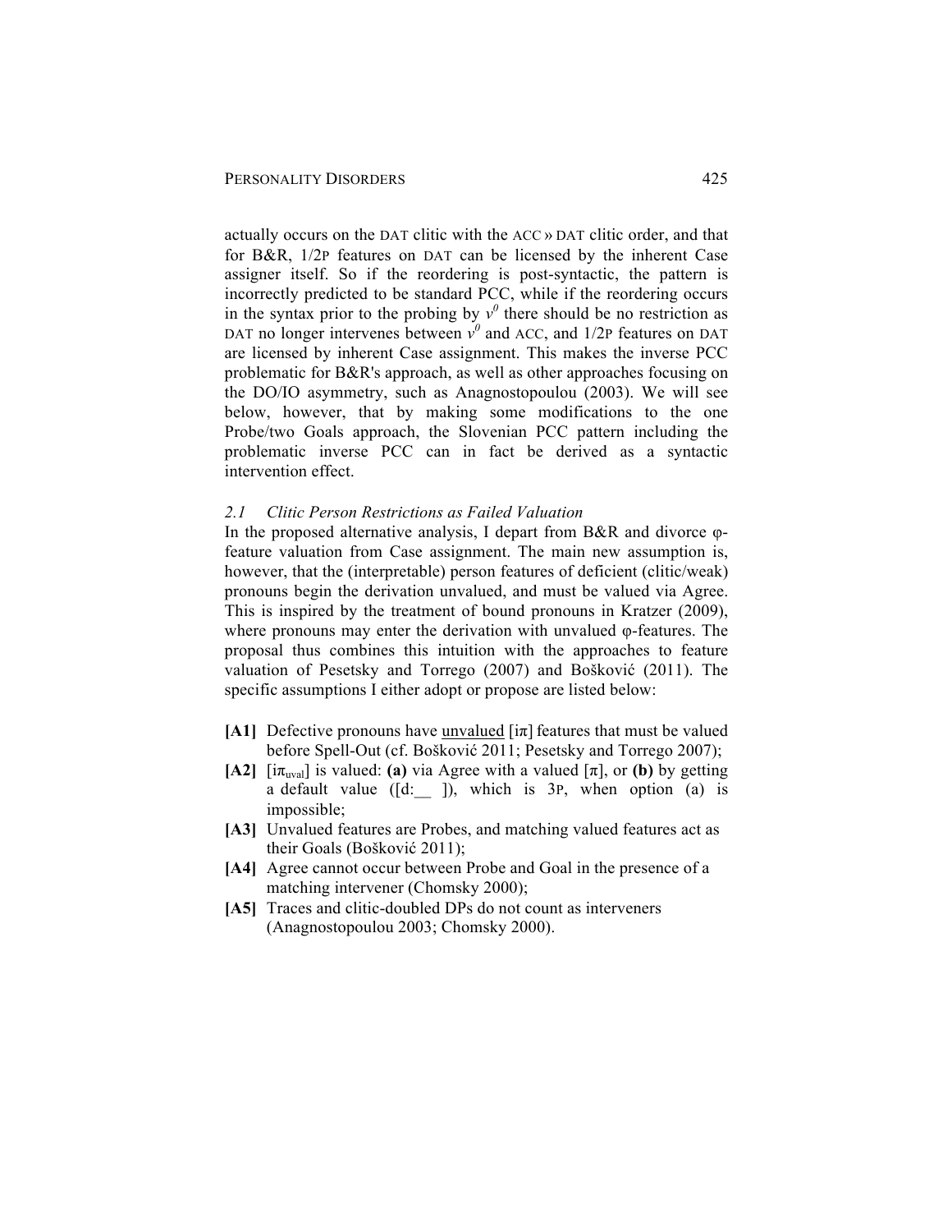actually occurs on the DAT clitic with the ACC » DAT clitic order, and that for B&R, 1/2P features on DAT can be licensed by the inherent Case assigner itself. So if the reordering is post-syntactic, the pattern is incorrectly predicted to be standard PCC, while if the reordering occurs in the syntax prior to the probing by $v^0$ there should be no restriction as DAT no longer intervenes between $v^0$ and ACC, and 1/2P features on DAT are licensed by inherent Case assignment. This makes the inverse PCC problematic for B&R's approach, as well as other approaches focusing on the DO/IO asymmetry, such as Anagnostopoulou (2003). We will see below, however, that by making some modifications to the one Probe/two Goals approach, the Slovenian PCC pattern including the problematic inverse PCC can in fact be derived as a syntactic intervention effect.

### *2.1 Clitic Person Restrictions as Failed Valuation*

In the proposed alternative analysis, I depart from B&R and divorce φ-feature valuation from Case assignment. The main new assumption is, however, that the (interpretable) person features of deficient (clitic/weak) pronouns begin the derivation unvalued, and must be valued via Agree. This is inspired by the treatment of bound pronouns in Kratzer (2009), where pronouns may enter the derivation with unvalued φ-features. The proposal thus combines this intuition with the approaches to feature valuation of Pesetsky and Torrego (2007) and Bošković (2011). The specific assumptions I either adopt or propose are listed below:

- **[A1]** Defective pronouns have unvalued [iπ] features that must be valued before Spell-Out (cf. Bošković 2011; Pesetsky and Torrego 2007);
- **[A2]** [$i\pi_{uval}$] is valued: **(a)** via Agree with a valued [π], or **(b)** by getting a default value ([d:__ ]), which is 3P, when option (a) is impossible;
- **[A3]** Unvalued features are Probes, and matching valued features act as their Goals (Bošković 2011);
- **[A4]** Agree cannot occur between Probe and Goal in the presence of a matching intervener (Chomsky 2000);
- **[A5]** Traces and clitic-doubled DPs do not count as interveners (Anagnostopoulou 2003; Chomsky 2000).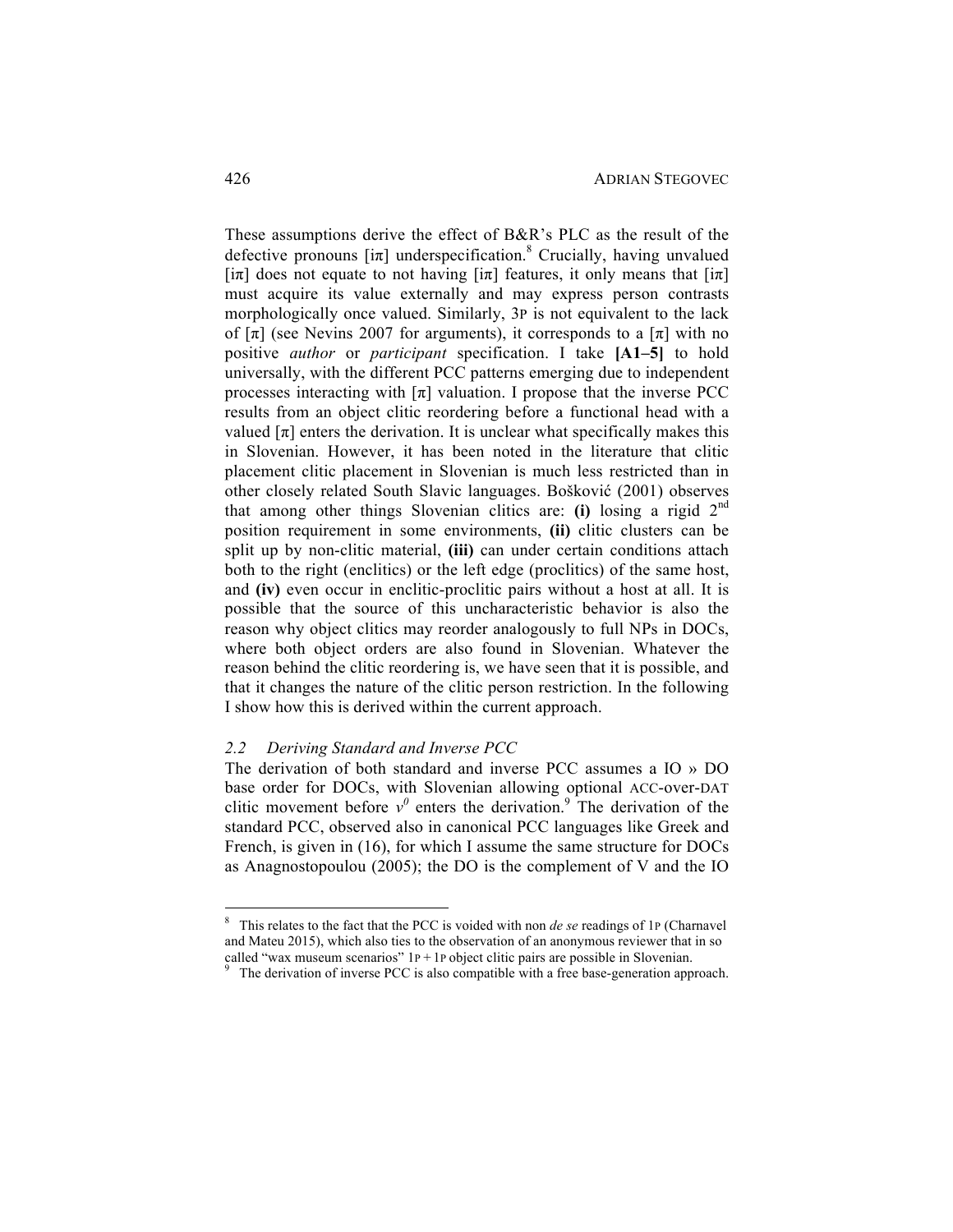These assumptions derive the effect of B&R's PLC as the result of the defective pronouns [iπ] underspecification.[8] Crucially, having unvalued [iπ] does not equate to not having [iπ] features, it only means that [iπ] must acquire its value externally and may express person contrasts morphologically once valued. Similarly, 3P is not equivalent to the lack of [π] (see Nevins 2007 for arguments), it corresponds to a [π] with no positive *author* or *participant* specification. I take **[A1–5]** to hold universally, with the different PCC patterns emerging due to independent processes interacting with [π] valuation. I propose that the inverse PCC results from an object clitic reordering before a functional head with a valued [π] enters the derivation. It is unclear what specifically makes this in Slovenian. However, it has been noted in the literature that clitic placement clitic placement in Slovenian is much less restricted than in other closely related South Slavic languages. Bošković (2001) observes that among other things Slovenian clitics are: **(i)** losing a rigid 2[nd] position requirement in some environments, **(ii)** clitic clusters can be split up by non-clitic material, **(iii)** can under certain conditions attach both to the right (enclitics) or the left edge (proclitics) of the same host, and **(iv)** even occur in enclitic-proclitic pairs without a host at all. It is possible that the source of this uncharacteristic behavior is also the reason why object clitics may reorder analogously to full NPs in DOCs, where both object orders are also found in Slovenian. Whatever the reason behind the clitic reordering is, we have seen that it is possible, and that it changes the nature of the clitic person restriction. In the following I show how this is derived within the current approach.

### *2.2 Deriving Standard and Inverse PCC*

The derivation of both standard and inverse PCC assumes a IO » DO base order for DOCs, with Slovenian allowing optional ACC-over-DAT clitic movement before $v^0$ enters the derivation.[9] The derivation of the standard PCC, observed also in canonical PCC languages like Greek and French, is given in (16), for which I assume the same structure for DOCs as Anagnostopoulou (2005); the DO is the complement of V and the IO

---

[8] This relates to the fact that the PCC is voided with non *de se* readings of 1P (Charnavel and Mateu 2015), which also ties to the observation of an anonymous reviewer that in so called "wax museum scenarios" 1P + 1P object clitic pairs are possible in Slovenian.

[9] The derivation of inverse PCC is also compatible with a free base-generation approach.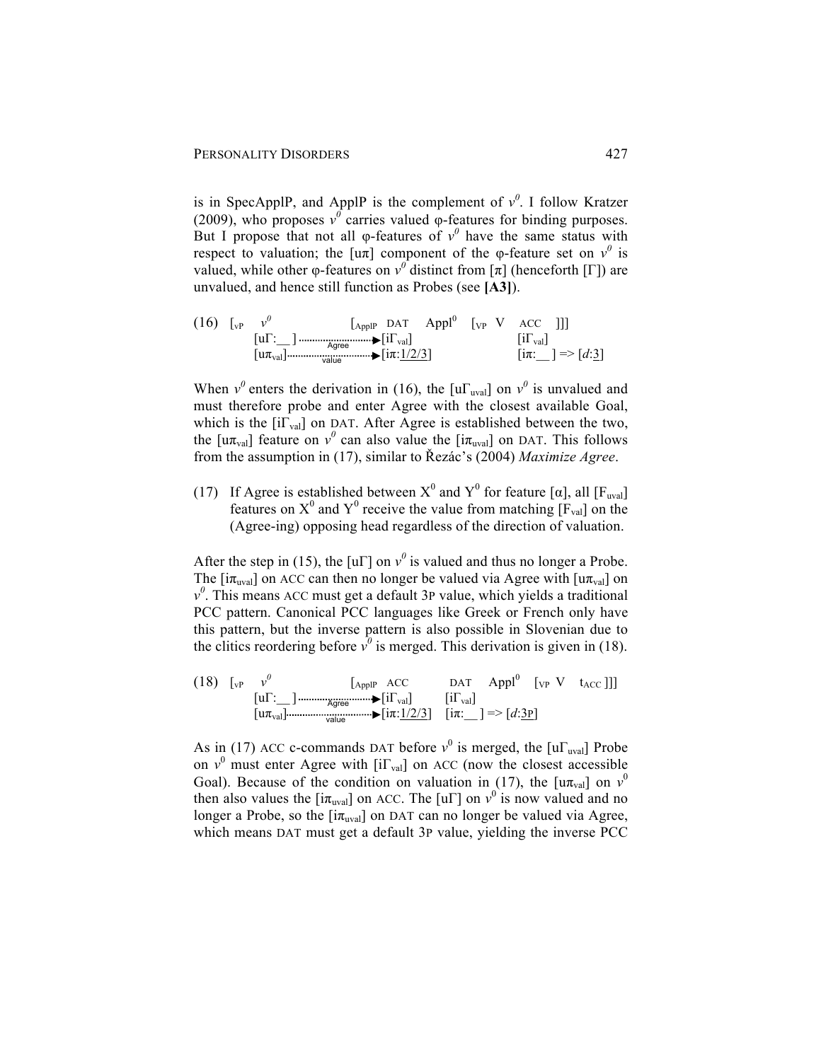is in SpecApplP, and ApplP is the complement of $v^0$. I follow Kratzer (2009), who proposes $v^0$ carries valued φ-features for binding purposes. But I propose that not all φ-features of $v^0$ have the same status with respect to valuation; the [uπ] component of the φ-feature set on $v^0$ is valued, while other φ-features on $v^0$ distinct from [π] (henceforth [Γ]) are unvalued, and hence still function as Probes (see **[A3]**).

(16) [$_{vP}$ $v^0$ [$_{ApplP}$ DAT Appl$^0$ [$_{VP}$ V ACC ]]]
[uΓ:__] ·········Agree·········▶ [iΓ$_{val}$] [iΓ$_{val}$]
[uπ$_{val}$] ·········value·········▶ [iπ:1/2/3] [iπ:__] => [*d*:3]

When $v^0$ enters the derivation in (16), the [uΓ$_{uval}$] on $v^0$ is unvalued and must therefore probe and enter Agree with the closest available Goal, which is the [iΓ$_{val}$] on DAT. After Agree is established between the two, the [uπ$_{val}$] feature on $v^0$ can also value the [iπ$_{uval}$] on DAT. This follows from the assumption in (17), similar to Řezác's (2004) *Maximize Agree*.

(17) If Agree is established between $X^0$ and $Y^0$ for feature [α], all [F$_{uval}$] features on $X^0$ and $Y^0$ receive the value from matching [F$_{val}$] on the (Agree-ing) opposing head regardless of the direction of valuation.

After the step in (15), the [uΓ] on $v^0$ is valued and thus no longer a Probe. The [iπ$_{uval}$] on ACC can then no longer be valued via Agree with [uπ$_{val}$] on $v^0$. This means ACC must get a default 3P value, which yields a traditional PCC pattern. Canonical PCC languages like Greek or French only have this pattern, but the inverse pattern is also possible in Slovenian due to the clitics reordering before $v^0$ is merged. This derivation is given in (18).

(18) [$_{vP}$ $v^0$ [$_{ApplP}$ ACC DAT Appl$^0$ [$_{VP}$ V t$_{ACC}$ ]]]
[uΓ:__] ·········Agree·········▶ [iΓ$_{val}$] [iΓ$_{val}$]
[uπ$_{val}$] ·········value·········▶ [iπ:1/2/3] [iπ:__] => [*d*:3P]

As in (17) ACC c-commands DAT before $v^0$ is merged, the [uΓ$_{uval}$] Probe on $v^0$ must enter Agree with [iΓ$_{val}$] on ACC (now the closest accessible Goal). Because of the condition on valuation in (17), the [uπ$_{val}$] on $v^0$ then also values the [iπ$_{uval}$] on ACC. The [uΓ] on $v^0$ is now valued and no longer a Probe, so the [iπ$_{uval}$] on DAT can no longer be valued via Agree, which means DAT must get a default 3P value, yielding the inverse PCC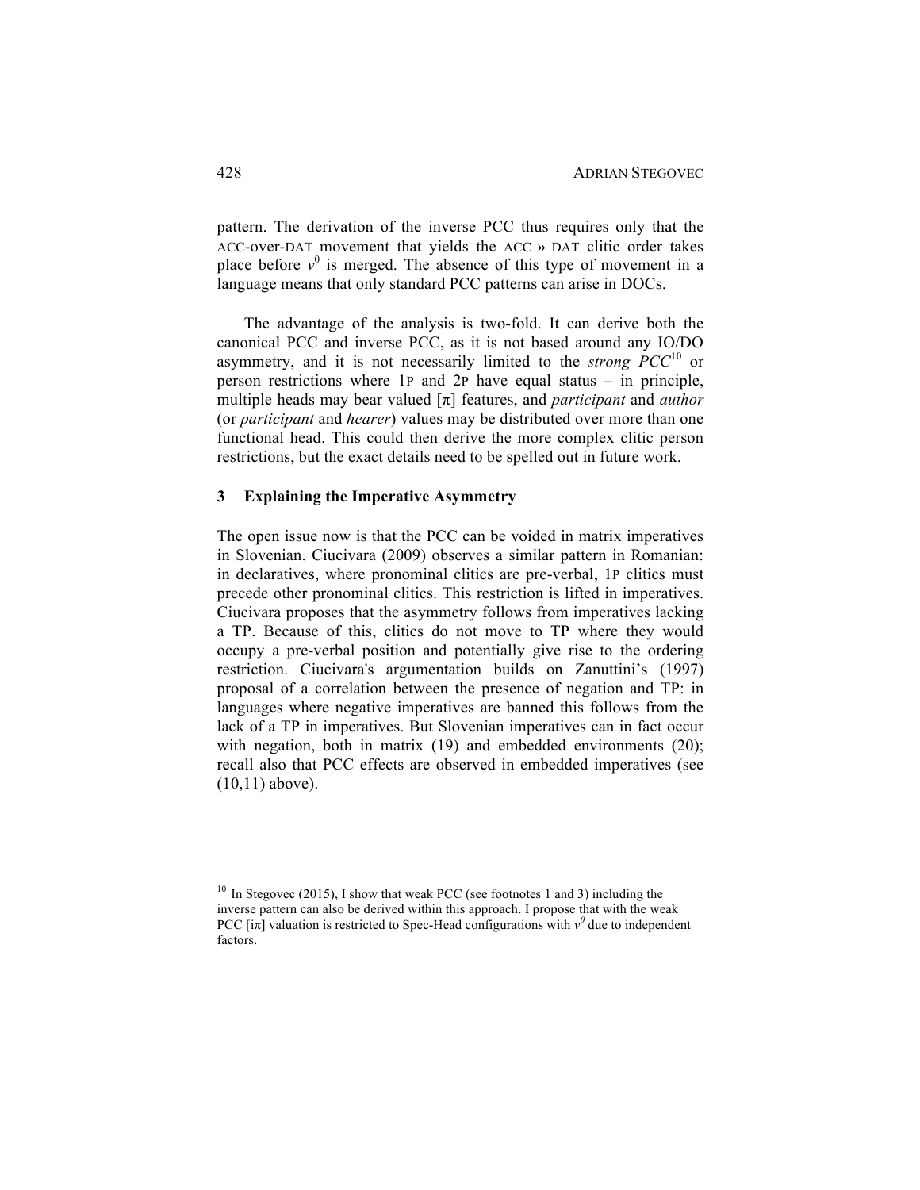pattern. The derivation of the inverse PCC thus requires only that the ACC-over-DAT movement that yields the ACC » DAT clitic order takes place before $v^0$ is merged. The absence of this type of movement in a language means that only standard PCC patterns can arise in DOCs.

The advantage of the analysis is two-fold. It can derive both the canonical PCC and inverse PCC, as it is not based around any IO/DO asymmetry, and it is not necessarily limited to the *strong PCC*[10] or person restrictions where 1P and 2P have equal status – in principle, multiple heads may bear valued [π] features, and *participant* and *author* (or *participant* and *hearer*) values may be distributed over more than one functional head. This could then derive the more complex clitic person restrictions, but the exact details need to be spelled out in future work.

## 3 Explaining the Imperative Asymmetry

The open issue now is that the PCC can be voided in matrix imperatives in Slovenian. Ciucivara (2009) observes a similar pattern in Romanian: in declaratives, where pronominal clitics are pre-verbal, 1P clitics must precede other pronominal clitics. This restriction is lifted in imperatives. Ciucivara proposes that the asymmetry follows from imperatives lacking a TP. Because of this, clitics do not move to TP where they would occupy a pre-verbal position and potentially give rise to the ordering restriction. Ciucivara's argumentation builds on Zanuttini's (1997) proposal of a correlation between the presence of negation and TP: in languages where negative imperatives are banned this follows from the lack of a TP in imperatives. But Slovenian imperatives can in fact occur with negation, both in matrix (19) and embedded environments (20); recall also that PCC effects are observed in embedded imperatives (see (10,11) above).

[10] In Stegovec (2015), I show that weak PCC (see footnotes 1 and 3) including the inverse pattern can also be derived within this approach. I propose that with the weak PCC [iπ] valuation is restricted to Spec-Head configurations with $v^0$ due to independent factors.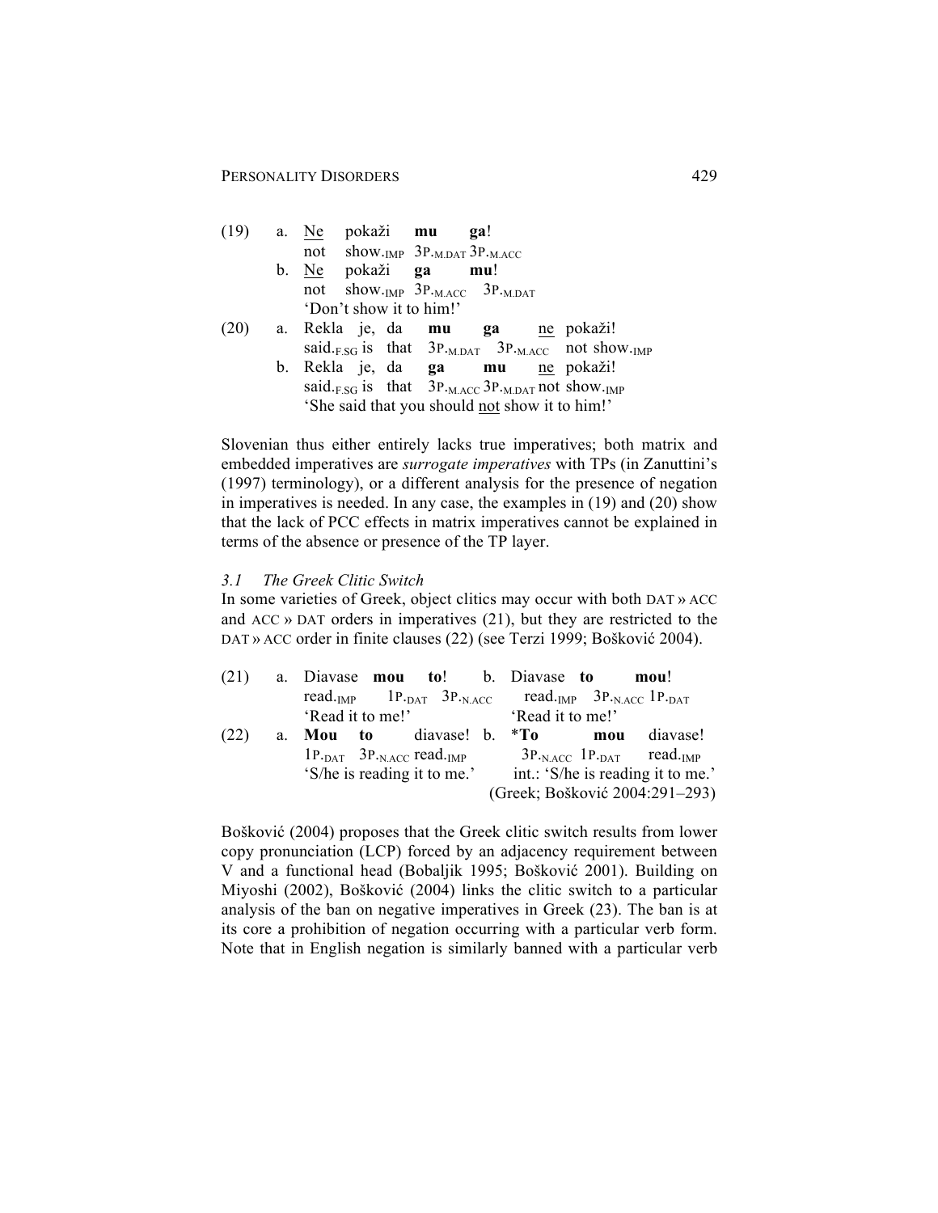(19) a. <u>Ne</u> pokaži **mu** **ga**!
  not show.$_{IMP}$ 3P.$_{M.DAT}$ 3P.$_{M.ACC}$

 b. <u>Ne</u> pokaži **ga** **mu**!
  not show.$_{IMP}$ 3P.$_{M.ACC}$ 3P.$_{M.DAT}$
  'Don't show it to him!'

(20) a. Rekla je, da **mu** **ga** <u>ne</u> pokaži!
  said.$_{F.SG}$ is that 3P.$_{M.DAT}$ 3P.$_{M.ACC}$ not show.$_{IMP}$

 b. Rekla je, da **ga** **mu** <u>ne</u> pokaži!
  said.$_{F.SG}$ is that 3P.$_{M.ACC}$ 3P.$_{M.DAT}$ not show.$_{IMP}$
  'She said that you should <u>not</u> show it to him!'

Slovenian thus either entirely lacks true imperatives; both matrix and embedded imperatives are *surrogate imperatives* with TPs (in Zanuttini's (1997) terminology), or a different analysis for the presence of negation in imperatives is needed. In any case, the examples in (19) and (20) show that the lack of PCC effects in matrix imperatives cannot be explained in terms of the absence or presence of the TP layer.

### 3.1 *The Greek Clitic Switch*

In some varieties of Greek, object clitics may occur with both DAT » ACC and ACC » DAT orders in imperatives (21), but they are restricted to the DAT » ACC order in finite clauses (22) (see Terzi 1999; Bošković 2004).

(21) a. Diavase **mou** **to**!
  read.$_{IMP}$ 1P.$_{DAT}$ 3P.$_{N.ACC}$
  'Read it to me!'

 b. Diavase **to** **mou**!
  read.$_{IMP}$ 3P.$_{N.ACC}$ 1P.$_{DAT}$
  'Read it to me!'

(22) a. **Mou** **to** diavase!
  1P.$_{DAT}$ 3P.$_{N.ACC}$ read.$_{IMP}$
  'S/he is reading it to me.'

 b. ***To** **mou** diavase!
  3P.$_{N.ACC}$ 1P.$_{DAT}$ read.$_{IMP}$
  int.: 'S/he is reading it to me.'

(Greek; Bošković 2004:291–293)

Bošković (2004) proposes that the Greek clitic switch results from lower copy pronunciation (LCP) forced by an adjacency requirement between V and a functional head (Bobaljik 1995; Bošković 2001). Building on Miyoshi (2002), Bošković (2004) links the clitic switch to a particular analysis of the ban on negative imperatives in Greek (23). The ban is at its core a prohibition of negation occurring with a particular verb form. Note that in English negation is similarly banned with a particular verb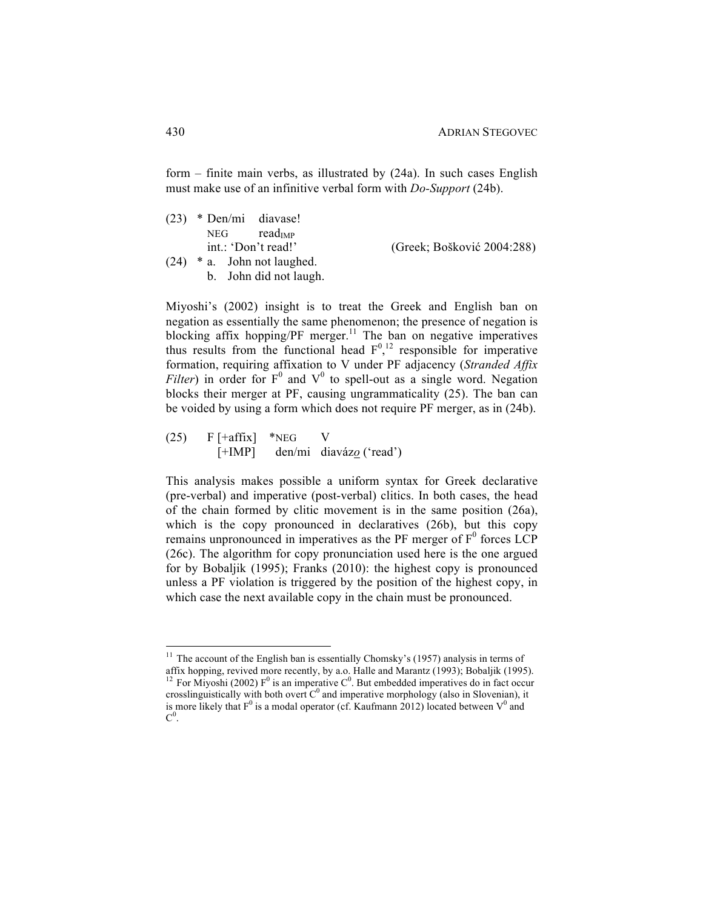form – finite main verbs, as illustrated by (24a). In such cases English must make use of an infinitive verbal form with *Do-Support* (24b).

(23) \* Den/mi diavase!
  NEG read$_{IMP}$
  int.: 'Don't read!' (Greek; Bošković 2004:288)

(24) \* a. John not laughed.
  b. John did not laugh.

Miyoshi's (2002) insight is to treat the Greek and English ban on negation as essentially the same phenomenon; the presence of negation is blocking affix hopping/PF merger.[11] The ban on negative imperatives thus results from the functional head $F^0$,[12] responsible for imperative formation, requiring affixation to V under PF adjacency (*Stranded Affix Filter*) in order for $F^0$ and $V^0$ to spell-out as a single word. Negation blocks their merger at PF, causing ungrammaticality (25). The ban can be voided by using a form which does not require PF merger, as in (24b).

(25) F [+affix] \*NEG V
  [+IMP] den/mi diavázo ('read')

This analysis makes possible a uniform syntax for Greek declarative (pre-verbal) and imperative (post-verbal) clitics. In both cases, the head of the chain formed by clitic movement is in the same position (26a), which is the copy pronounced in declaratives (26b), but this copy remains unpronounced in imperatives as the PF merger of $F^0$ forces LCP (26c). The algorithm for copy pronunciation used here is the one argued for by Bobaljik (1995); Franks (2010): the highest copy is pronounced unless a PF violation is triggered by the position of the highest copy, in which case the next available copy in the chain must be pronounced.

---

[11] The account of the English ban is essentially Chomsky's (1957) analysis in terms of affix hopping, revived more recently, by a.o. Halle and Marantz (1993); Bobaljik (1995).

[12] For Miyoshi (2002) $F^0$ is an imperative $C^0$. But embedded imperatives do in fact occur crosslinguistically with both overt $C^0$ and imperative morphology (also in Slovenian), it is more likely that $F^0$ is a modal operator (cf. Kaufmann 2012) located between $V^0$ and $C^0$.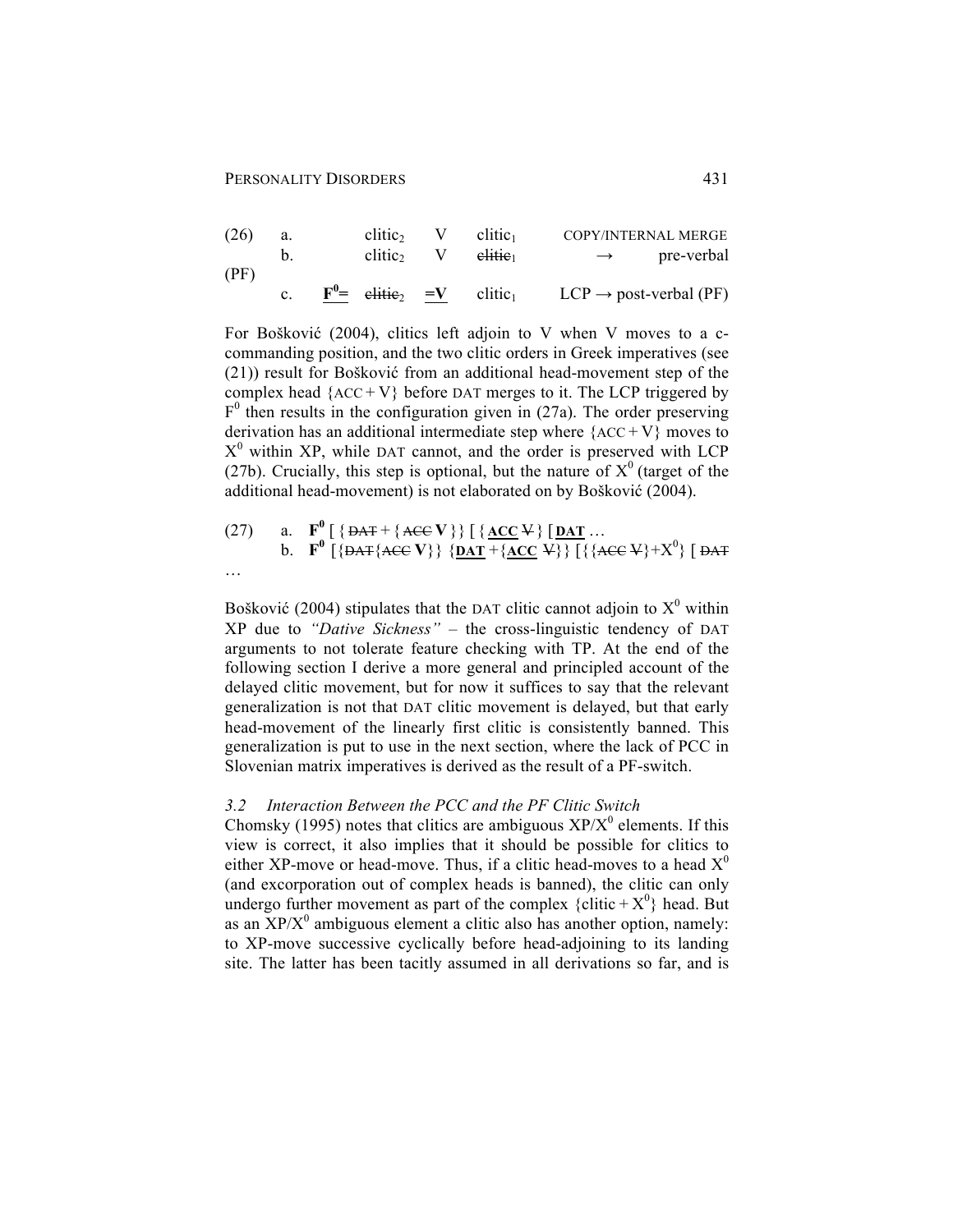(26)
a. clitic$_2$ V clitic$_1$ COPY/INTERNAL MERGE
b. clitic$_2$ V ~~clitic$_1$~~ → pre-verbal (PF)
c. **$\underline{F^0}$=** ~~clitic$_2$~~ **$\underline{=V}$** clitic$_1$ LCP → post-verbal (PF)

For Bošković (2004), clitics left adjoin to V when V moves to a c-commanding position, and the two clitic orders in Greek imperatives (see (21)) result for Bošković from an additional head-movement step of the complex head {ACC + V} before DAT merges to it. The LCP triggered by $F^0$ then results in the configuration given in (27a). The order preserving derivation has an additional intermediate step where {ACC + V} moves to $X^0$ within XP, while DAT cannot, and the order is preserved with LCP (27b). Crucially, this step is optional, but the nature of $X^0$ (target of the additional head-movement) is not elaborated on by Bošković (2004).

(27)
a. **$F^0$** [ { ~~DAT~~ + { ~~ACC~~ **V** } } [ { **ACC** ~~V~~ } [ **DAT** …
b. **$F^0$** [{~~DAT~~{~~ACC~~ **V**}} {**DAT** +{**ACC** ~~V~~}} [{{~~ACC~~ ~~V~~}+$X^0$} [ ~~DAT~~ …

Bošković (2004) stipulates that the DAT clitic cannot adjoin to $X^0$ within XP due to *"Dative Sickness"* – the cross-linguistic tendency of DAT arguments to not tolerate feature checking with TP. At the end of the following section I derive a more general and principled account of the delayed clitic movement, but for now it suffices to say that the relevant generalization is not that DAT clitic movement is delayed, but that early head-movement of the linearly first clitic is consistently banned. This generalization is put to use in the next section, where the lack of PCC in Slovenian matrix imperatives is derived as the result of a PF-switch.

### *3.2 Interaction Between the PCC and the PF Clitic Switch*

Chomsky (1995) notes that clitics are ambiguous XP/$X^0$ elements. If this view is correct, it also implies that it should be possible for clitics to either XP-move or head-move. Thus, if a clitic head-moves to a head $X^0$ (and excorporation out of complex heads is banned), the clitic can only undergo further movement as part of the complex {clitic + $X^0$} head. But as an XP/$X^0$ ambiguous element a clitic also has another option, namely: to XP-move successive cyclically before head-adjoining to its landing site. The latter has been tacitly assumed in all derivations so far, and is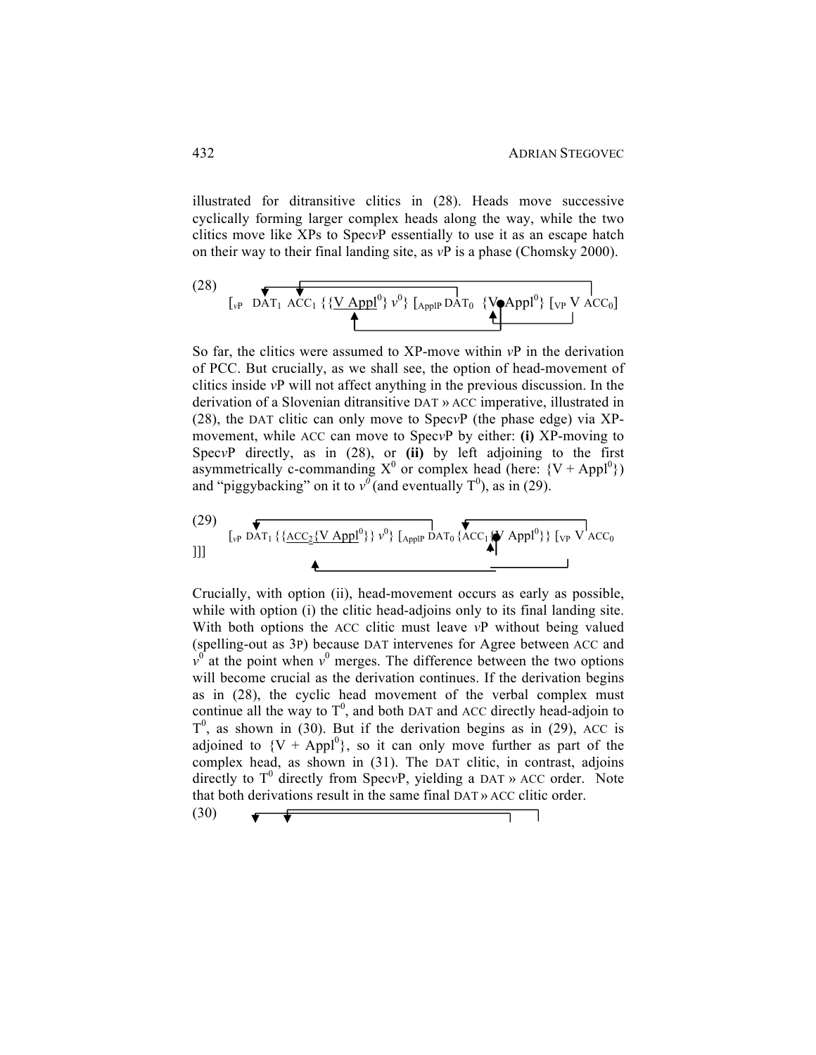illustrated for ditransitive clitics in (28). Heads move successive cyclically forming larger complex heads along the way, while the two clitics move like XPs to Spec*v*P essentially to use it as an escape hatch on their way to their final landing site, as *v*P is a phase (Chomsky 2000).

(28) $[_{vP}$ DAT$_1$ ACC$_1$ $\{\{$V Appl$^0\}$ $v^0\}$ $[_{\text{ApplP}}$ DAT$_0$ $\{$V Appl$^0\}$ $[_{\text{VP}}$ V ACC$_0]$

So far, the clitics were assumed to XP-move within *v*P in the derivation of PCC. But crucially, as we shall see, the option of head-movement of clitics inside *v*P will not affect anything in the previous discussion. In the derivation of a Slovenian ditransitive DAT » ACC imperative, illustrated in (28), the DAT clitic can only move to Spec*v*P (the phase edge) via XP-movement, while ACC can move to Spec*v*P by either: **(i)** XP-moving to Spec*v*P directly, as in (28), or **(ii)** by left adjoining to the first asymmetrically c-commanding $X^0$ or complex head (here: $\{V + Appl^0\}$) and "piggybacking" on it to $v^0$ (and eventually $T^0$), as in (29).

(29) $[_{vP}$ DAT$_1$ $\{\{$ACC$_2\{$V Appl$^0\}\}$ $v^0\}$ $[_{\text{ApplP}}$ DAT$_0$ $\{$ACC$_1\{$V Appl$^0\}\}$ $[_{\text{VP}}$ V ACC$_0$ ]]]

Crucially, with option (ii), head-movement occurs as early as possible, while with option (i) the clitic head-adjoins only to its final landing site. With both options the ACC clitic must leave *v*P without being valued (spelling-out as 3P) because DAT intervenes for Agree between ACC and $v^0$ at the point when $v^0$ merges. The difference between the two options will become crucial as the derivation continues. If the derivation begins as in (28), the cyclic head movement of the verbal complex must continue all the way to $T^0$, and both DAT and ACC directly head-adjoin to $T^0$, as shown in (30). But if the derivation begins as in (29), ACC is adjoined to $\{V + Appl^0\}$, so it can only move further as part of the complex head, as shown in (31). The DAT clitic, in contrast, adjoins directly to $T^0$ directly from Spec*v*P, yielding a DAT » ACC order. Note that both derivations result in the same final DAT » ACC clitic order.

(30)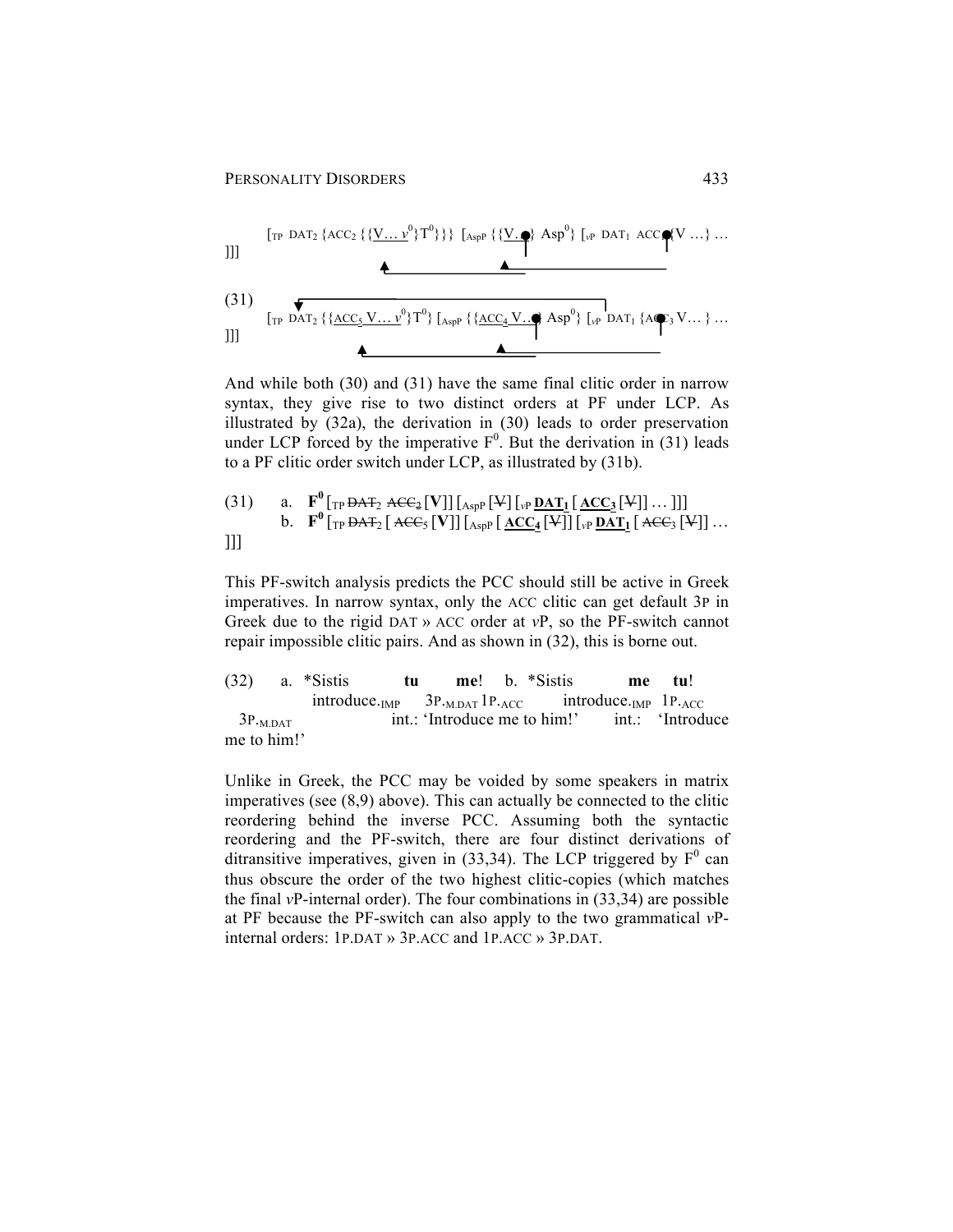[$_{TP}$ DAT$_2$ {ACC$_2$ {{V… $v^0$}T$^0$}}} [$_{AspP}$ {{V…} Asp$^0$} [$_{vP}$ DAT$_1$ ACC$_1${V …} … ]]]

(31) [$_{TP}$ DAT$_2$ {{ACC$_5$ V… $v^0$}T$^0$} [$_{AspP}$ {{ACC$_4$ V…} Asp$^0$} [$_{vP}$ DAT$_1$ {ACC$_3$ V… } … ]]]

And while both (30) and (31) have the same final clitic order in narrow syntax, they give rise to two distinct orders at PF under LCP. As illustrated by (32a), the derivation in (30) leads to order preservation under LCP forced by the imperative F$^0$. But the derivation in (31) leads to a PF clitic order switch under LCP, as illustrated by (31b).

(31) a. **F$^0$** [$_{TP}$ ~~DAT~~$_2$ ~~ACC~~$_2$ [**V**]] [$_{AspP}$ [~~V~~] [$_{vP}$ **<u>DAT$_1$</u>** [ **<u>ACC$_3$</u>** [~~V~~]] … ]]]
  b. **F$^0$** [$_{TP}$ ~~DAT~~$_2$ [ ~~ACC~~$_5$ [**V**]] [$_{AspP}$ [ **<u>ACC$_4$</u>** [~~V~~]] [$_{vP}$ **<u>DAT$_1$</u>** [ ~~ACC~~$_3$ [~~V~~]] … ]]]

This PF-switch analysis predicts the PCC should still be active in Greek imperatives. In narrow syntax, only the ACC clitic can get default 3P in Greek due to the rigid DAT » ACC order at *v*P, so the PF-switch cannot repair impossible clitic pairs. And as shown in (32), this is borne out.

(32) a. \*Sistis **tu** **me**! b. \*Sistis **me** **tu**!
  introduce.$_{IMP}$ 3P.$_{M.DAT}$ 1P.$_{ACC}$   introduce.$_{IMP}$ 1P.$_{ACC}$ 3P.$_{M.DAT}$
  int.: 'Introduce me to him!'   int.: 'Introduce me to him!'

Unlike in Greek, the PCC may be voided by some speakers in matrix imperatives (see (8,9) above). This can actually be connected to the clitic reordering behind the inverse PCC. Assuming both the syntactic reordering and the PF-switch, there are four distinct derivations of ditransitive imperatives, given in (33,34). The LCP triggered by F$^0$ can thus obscure the order of the two highest clitic-copies (which matches the final *v*P-internal order). The four combinations in (33,34) are possible at PF because the PF-switch can also apply to the two grammatical *v*P-internal orders: 1P.DAT » 3P.ACC and 1P.ACC » 3P.DAT.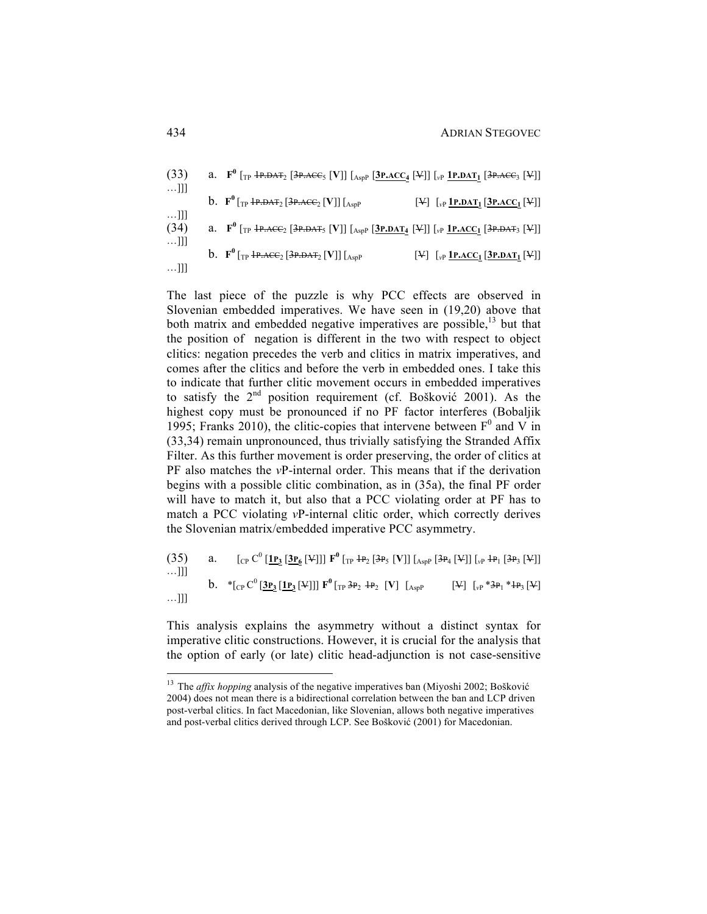(33) a. $\mathbf{F^0}$ [$_{TP}$ ~~1P.DAT~~$_2$ [~~3P.ACC~~$_5$ [**V**]] [$_{AspP}$ [**<u>3P.ACC</u>$_4$** [~~V~~]] [$_{vP}$ **<u>1P.DAT</u>$_1$** [~~3P.ACC~~$_3$ [~~V~~]] …]]]

b. $\mathbf{F^0}$ [$_{TP}$ ~~1P.DAT~~$_2$ [~~3P.ACC~~$_2$ [**V**]] [$_{AspP}$ [~~V~~] [$_{vP}$ **<u>1P.DAT</u>$_1$** [**<u>3P.ACC</u>$_1$** [~~V~~]] …]]]

(34) a. $\mathbf{F^0}$ [$_{TP}$ ~~1P.ACC~~$_2$ [~~3P.DAT~~$_5$ [**V**]] [$_{AspP}$ [**<u>3P.DAT</u>$_4$** [~~V~~]] [$_{vP}$ **<u>1P.ACC</u>$_1$** [~~3P.DAT~~$_3$ [~~V~~]] …]]]

b. $\mathbf{F^0}$ [$_{TP}$ ~~1P.ACC~~$_2$ [~~3P.DAT~~$_2$ [**V**]] [$_{AspP}$ [~~V~~] [$_{vP}$ **<u>1P.ACC</u>$_1$** [**<u>3P.DAT</u>$_1$** [~~V~~]] …]]]

The last piece of the puzzle is why PCC effects are observed in Slovenian embedded imperatives. We have seen in (19,20) above that both matrix and embedded negative imperatives are possible,[13] but that the position of negation is different in the two with respect to object clitics: negation precedes the verb and clitics in matrix imperatives, and comes after the clitics and before the verb in embedded ones. I take this to indicate that further clitic movement occurs in embedded imperatives to satisfy the 2nd position requirement (cf. Bošković 2001). As the highest copy must be pronounced if no PF factor interferes (Bobaljik 1995; Franks 2010), the clitic-copies that intervene between $F^0$ and V in (33,34) remain unpronounced, thus trivially satisfying the Stranded Affix Filter. As this further movement is order preserving, the order of clitics at PF also matches the *v*P-internal order. This means that if the derivation begins with a possible clitic combination, as in (35a), the final PF order will have to match it, but also that a PCC violating order at PF has to match a PCC violating *v*P-internal clitic order, which correctly derives the Slovenian matrix/embedded imperative PCC asymmetry.

(35) a. [$_{CP}$ $C^0$ [**<u>1P</u>$_3$** [**<u>3P</u>$_6$** [~~V~~]]] $\mathbf{F^0}$ [$_{TP}$ ~~1P~~$_2$ [~~3P~~$_5$ [**V**]] [$_{AspP}$ [~~3P~~$_4$ [~~V~~]] [$_{vP}$ ~~1P~~$_1$ [~~3P~~$_3$ [~~V~~]] …]]]

b. *[$_{CP}$ $C^0$ [**<u>3P</u>$_3$** [**<u>1P</u>$_3$** [~~V~~]]] $\mathbf{F^0}$ [$_{TP}$ ~~3P~~$_2$ ~~1P~~$_2$ [**V**] [$_{AspP}$ [~~V~~] [$_{vP}$ *~~3P~~$_1$ *~~1P~~$_3$ [~~V~~] …]]]

This analysis explains the asymmetry without a distinct syntax for imperative clitic constructions. However, it is crucial for the analysis that the option of early (or late) clitic head-adjunction is not case-sensitive

[13] The *affix hopping* analysis of the negative imperatives ban (Miyoshi 2002; Bošković 2004) does not mean there is a bidirectional correlation between the ban and LCP driven post-verbal clitics. In fact Macedonian, like Slovenian, allows both negative imperatives and post-verbal clitics derived through LCP. See Bošković (2001) for Macedonian.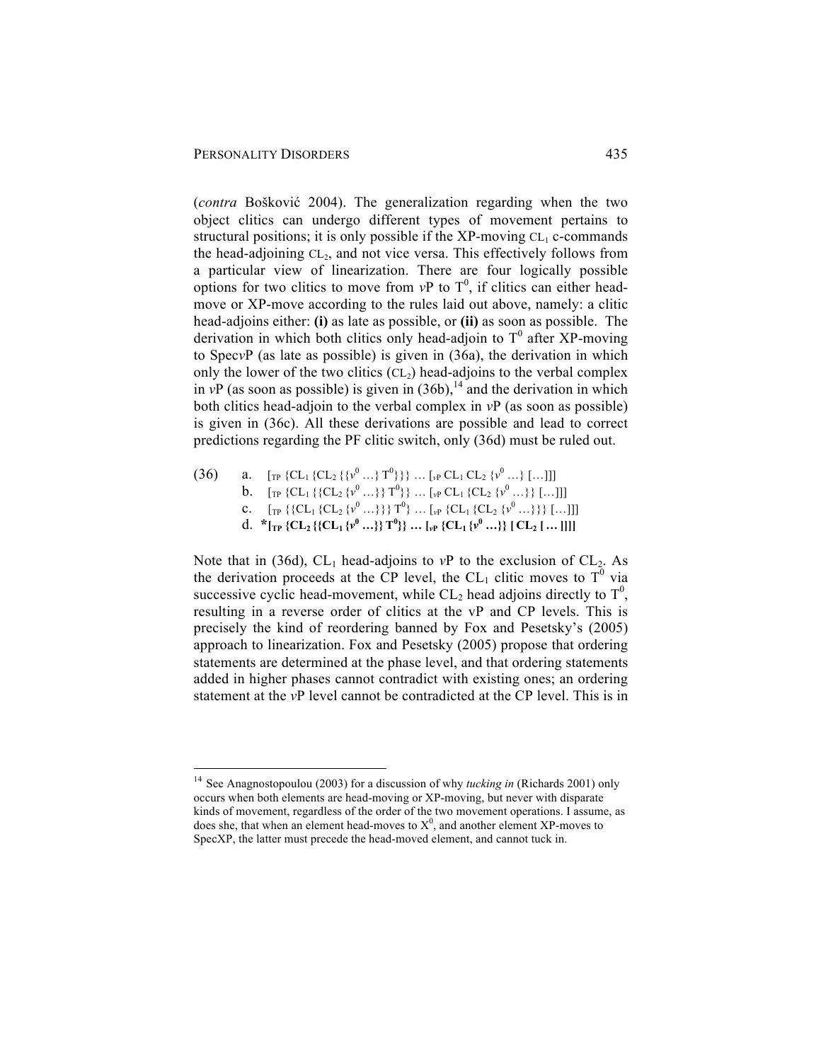(*contra* Bošković 2004). The generalization regarding when the two object clitics can undergo different types of movement pertains to structural positions; it is only possible if the XP-moving $\text{CL}_1$ c-commands the head-adjoining $\text{CL}_2$, and not vice versa. This effectively follows from a particular view of linearization. There are four logically possible options for two clitics to move from *v*P to $T^0$, if clitics can either head-move or XP-move according to the rules laid out above, namely: a clitic head-adjoins either: **(i)** as late as possible, or **(ii)** as soon as possible. The derivation in which both clitics only head-adjoin to $T^0$ after XP-moving to Spec*v*P (as late as possible) is given in (36a), the derivation in which only the lower of the two clitics ($\text{CL}_2$) head-adjoins to the verbal complex in *v*P (as soon as possible) is given in (36b),[14] and the derivation in which both clitics head-adjoin to the verbal complex in *v*P (as soon as possible) is given in (36c). All these derivations are possible and lead to correct predictions regarding the PF clitic switch, only (36d) must be ruled out.

(36)
a. $[_{\text{TP}}\ \{\text{CL}_1\ \{\text{CL}_2\ \{\{v^0 \ldots\}\ T^0\}\}\}\ \ldots\ [_{v\text{P}}\ \text{CL}_1\ \text{CL}_2\ \{v^0 \ldots\}\ [\ldots]]]$
b. $[_{\text{TP}}\ \{\text{CL}_1\ \{\{\text{CL}_2\ \{v^0 \ldots\}\}\ T^0\}\}\ \ldots\ [_{v\text{P}}\ \text{CL}_1\ \{\text{CL}_2\ \{v^0 \ldots\}\}\ [\ldots]]]$
c. $[_{\text{TP}}\ \{\{\text{CL}_1\ \{\text{CL}_2\ \{v^0 \ldots\}\}\}\ T^0\}\ \ldots\ [_{v\text{P}}\ \{\text{CL}_1\ \{\text{CL}_2\ \{v^0 \ldots\}\}\}\ [\ldots]]]$
d. $\boldsymbol{{*}[_{\text{TP}}\ \{\text{CL}_2\ \{\{\text{CL}_1\ \{v^0 \ldots\}\}\ T^0\}\}\ \ldots\ [_{v\text{P}}\ \{\text{CL}_1\ \{v^0 \ldots\}\}\ [\text{CL}_2\ [\ldots]]]]}$

Note that in (36d), $\text{CL}_1$ head-adjoins to *v*P to the exclusion of $\text{CL}_2$. As the derivation proceeds at the CP level, the $\text{CL}_1$ clitic moves to $T^0$ via successive cyclic head-movement, while $\text{CL}_2$ head adjoins directly to $T^0$, resulting in a reverse order of clitics at the vP and CP levels. This is precisely the kind of reordering banned by Fox and Pesetsky's (2005) approach to linearization. Fox and Pesetsky (2005) propose that ordering statements are determined at the phase level, and that ordering statements added in higher phases cannot contradict with existing ones; an ordering statement at the *v*P level cannot be contradicted at the CP level. This is in

---

[14] See Anagnostopoulou (2003) for a discussion of why *tucking in* (Richards 2001) only occurs when both elements are head-moving or XP-moving, but never with disparate kinds of movement, regardless of the order of the two movement operations. I assume, as does she, that when an element head-moves to $X^0$, and another element XP-moves to SpecXP, the latter must precede the head-moved element, and cannot tuck in.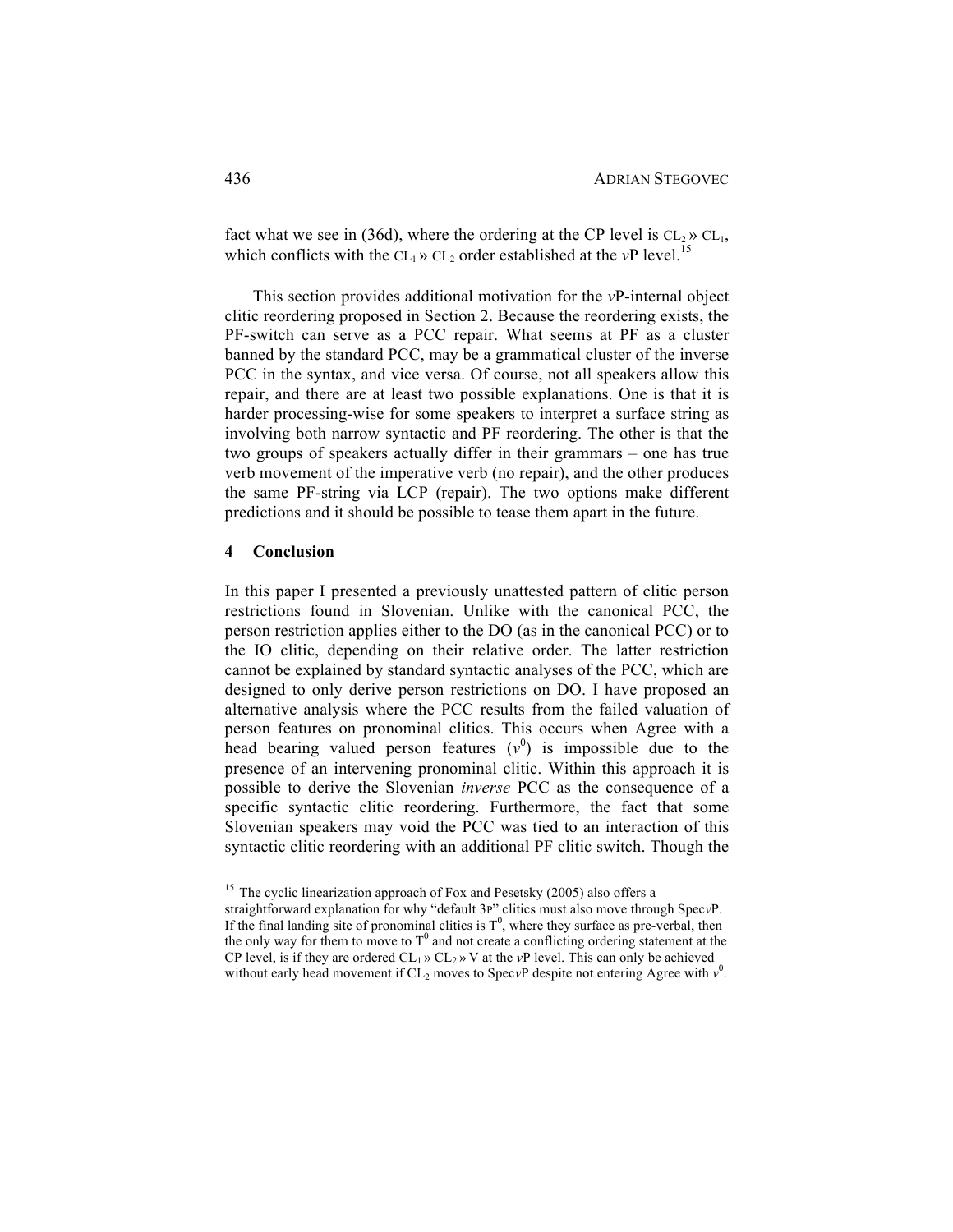fact what we see in (36d), where the ordering at the CP level is $CL_2 » CL_1$, which conflicts with the $CL_1 » CL_2$ order established at the *v*P level.[15]

This section provides additional motivation for the *v*P-internal object clitic reordering proposed in Section 2. Because the reordering exists, the PF-switch can serve as a PCC repair. What seems at PF as a cluster banned by the standard PCC, may be a grammatical cluster of the inverse PCC in the syntax, and vice versa. Of course, not all speakers allow this repair, and there are at least two possible explanations. One is that it is harder processing-wise for some speakers to interpret a surface string as involving both narrow syntactic and PF reordering. The other is that the two groups of speakers actually differ in their grammars – one has true verb movement of the imperative verb (no repair), and the other produces the same PF-string via LCP (repair). The two options make different predictions and it should be possible to tease them apart in the future.

## 4 Conclusion

In this paper I presented a previously unattested pattern of clitic person restrictions found in Slovenian. Unlike with the canonical PCC, the person restriction applies either to the DO (as in the canonical PCC) or to the IO clitic, depending on their relative order. The latter restriction cannot be explained by standard syntactic analyses of the PCC, which are designed to only derive person restrictions on DO. I have proposed an alternative analysis where the PCC results from the failed valuation of person features on pronominal clitics. This occurs when Agree with a head bearing valued person features ($v^0$) is impossible due to the presence of an intervening pronominal clitic. Within this approach it is possible to derive the Slovenian *inverse* PCC as the consequence of a specific syntactic clitic reordering. Furthermore, the fact that some Slovenian speakers may void the PCC was tied to an interaction of this syntactic clitic reordering with an additional PF clitic switch. Though the

---

[15] The cyclic linearization approach of Fox and Pesetsky (2005) also offers a straightforward explanation for why "default 3P" clitics must also move through Spec*v*P. If the final landing site of pronominal clitics is $T^0$, where they surface as pre-verbal, then the only way for them to move to $T^0$ and not create a conflicting ordering statement at the CP level, is if they are ordered $CL_1 » CL_2 » V$ at the *v*P level. This can only be achieved without early head movement if $CL_2$ moves to Spec*v*P despite not entering Agree with $v^0$.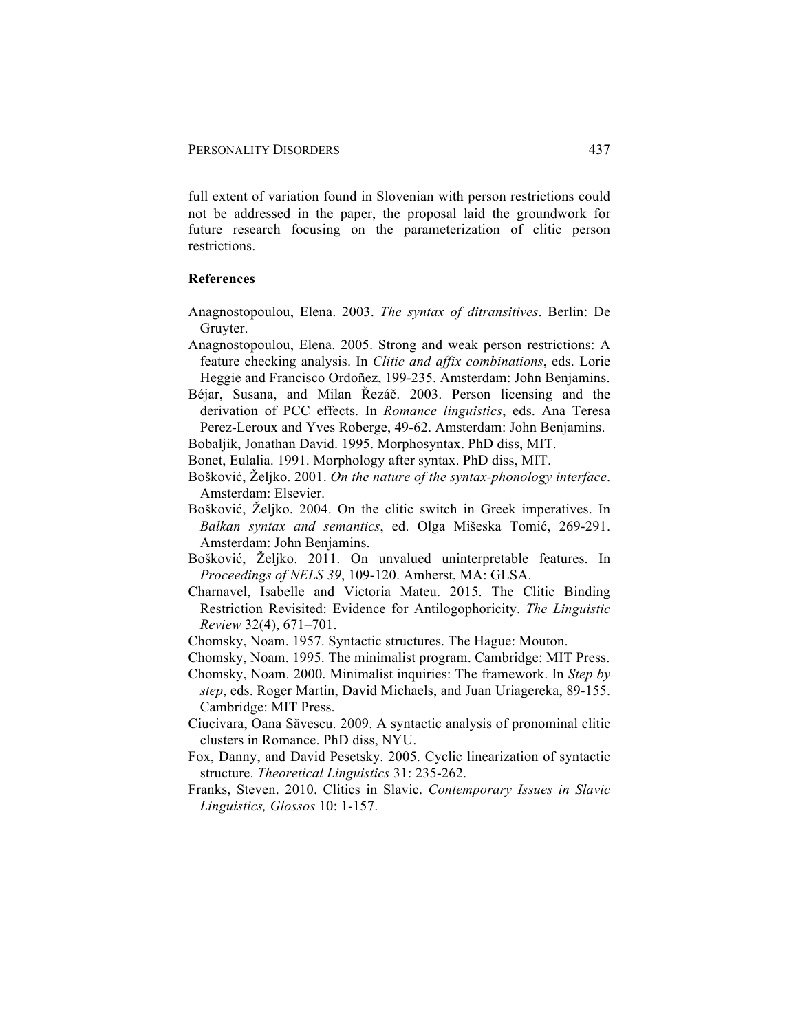full extent of variation found in Slovenian with person restrictions could not be addressed in the paper, the proposal laid the groundwork for future research focusing on the parameterization of clitic person restrictions.

## References

Anagnostopoulou, Elena. 2003. *The syntax of ditransitives*. Berlin: De Gruyter.

Anagnostopoulou, Elena. 2005. Strong and weak person restrictions: A feature checking analysis. In *Clitic and affix combinations*, eds. Lorie Heggie and Francisco Ordoñez, 199-235. Amsterdam: John Benjamins.

Béjar, Susana, and Milan Řezáč. 2003. Person licensing and the derivation of PCC effects. In *Romance linguistics*, eds. Ana Teresa Perez-Leroux and Yves Roberge, 49-62. Amsterdam: John Benjamins.

Bobaljik, Jonathan David. 1995. Morphosyntax. PhD diss, MIT.

Bonet, Eulalia. 1991. Morphology after syntax. PhD diss, MIT.

Bošković, Željko. 2001. *On the nature of the syntax-phonology interface*. Amsterdam: Elsevier.

Bošković, Željko. 2004. On the clitic switch in Greek imperatives. In *Balkan syntax and semantics*, ed. Olga Mišeska Tomić, 269-291. Amsterdam: John Benjamins.

Bošković, Željko. 2011. On unvalued uninterpretable features. In *Proceedings of NELS 39*, 109-120. Amherst, MA: GLSA.

Charnavel, Isabelle and Victoria Mateu. 2015. The Clitic Binding Restriction Revisited: Evidence for Antilogophoricity. *The Linguistic Review* 32(4), 671–701.

Chomsky, Noam. 1957. Syntactic structures. The Hague: Mouton.

Chomsky, Noam. 1995. The minimalist program. Cambridge: MIT Press.

Chomsky, Noam. 2000. Minimalist inquiries: The framework. In *Step by step*, eds. Roger Martin, David Michaels, and Juan Uriagereka, 89-155. Cambridge: MIT Press.

Ciucivara, Oana Săvescu. 2009. A syntactic analysis of pronominal clitic clusters in Romance. PhD diss, NYU.

Fox, Danny, and David Pesetsky. 2005. Cyclic linearization of syntactic structure. *Theoretical Linguistics* 31: 235-262.

Franks, Steven. 2010. Clitics in Slavic. *Contemporary Issues in Slavic Linguistics, Glossos* 10: 1-157.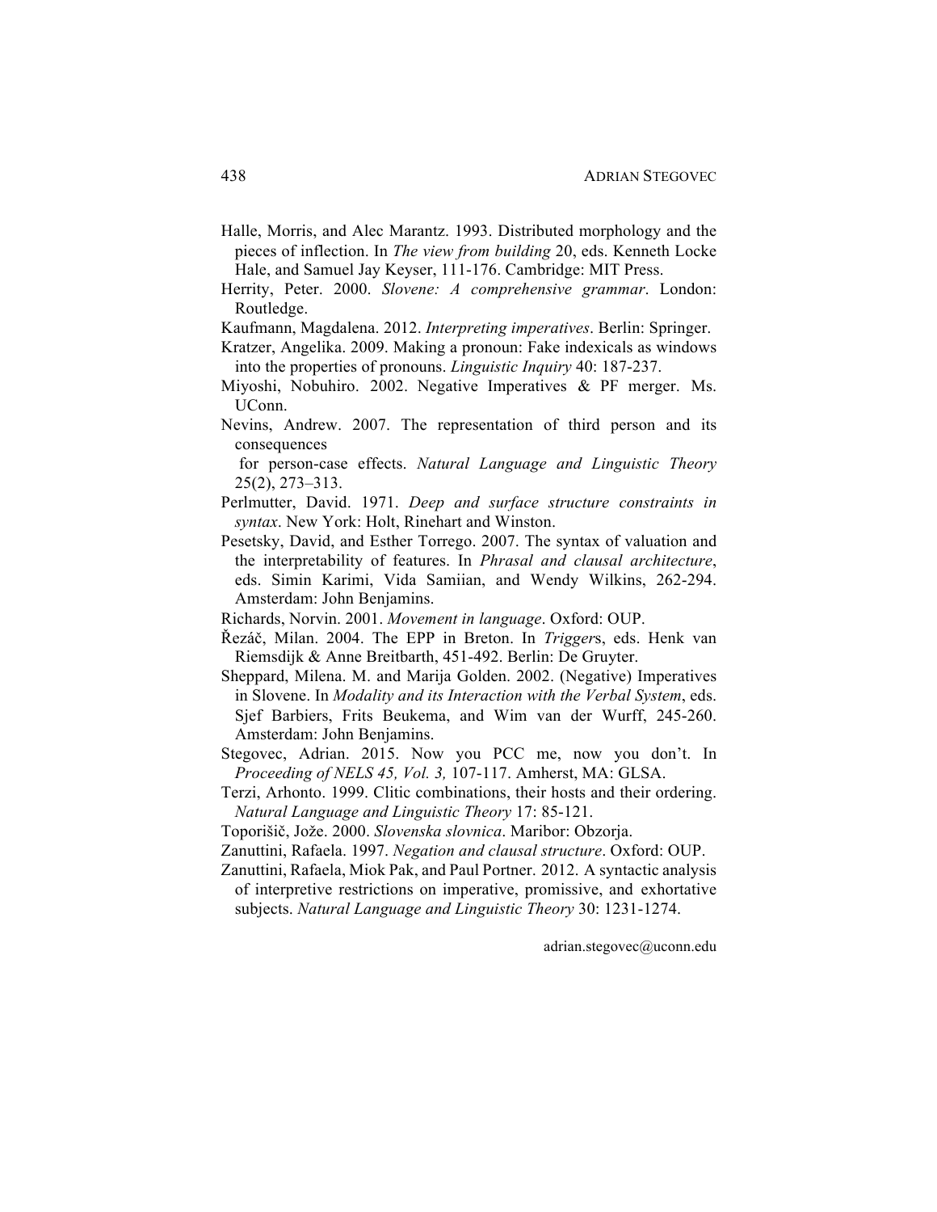Halle, Morris, and Alec Marantz. 1993. Distributed morphology and the pieces of inflection. In *The view from building* 20, eds. Kenneth Locke Hale, and Samuel Jay Keyser, 111-176. Cambridge: MIT Press.

Herrity, Peter. 2000. *Slovene: A comprehensive grammar*. London: Routledge.

Kaufmann, Magdalena. 2012. *Interpreting imperatives*. Berlin: Springer.

Kratzer, Angelika. 2009. Making a pronoun: Fake indexicals as windows into the properties of pronouns. *Linguistic Inquiry* 40: 187-237.

Miyoshi, Nobuhiro. 2002. Negative Imperatives & PF merger. Ms. UConn.

Nevins, Andrew. 2007. The representation of third person and its consequences for person-case effects. *Natural Language and Linguistic Theory* 25(2), 273–313.

Perlmutter, David. 1971. *Deep and surface structure constraints in syntax*. New York: Holt, Rinehart and Winston.

Pesetsky, David, and Esther Torrego. 2007. The syntax of valuation and the interpretability of features. In *Phrasal and clausal architecture*, eds. Simin Karimi, Vida Samiian, and Wendy Wilkins, 262-294. Amsterdam: John Benjamins.

Richards, Norvin. 2001. *Movement in language*. Oxford: OUP.

Řezáč, Milan. 2004. The EPP in Breton. In *Trigger*s, eds. Henk van Riemsdijk & Anne Breitbarth, 451-492. Berlin: De Gruyter.

Sheppard, Milena. M. and Marija Golden. 2002. (Negative) Imperatives in Slovene. In *Modality and its Interaction with the Verbal System*, eds. Sjef Barbiers, Frits Beukema, and Wim van der Wurff, 245-260. Amsterdam: John Benjamins.

Stegovec, Adrian. 2015. Now you PCC me, now you don't. In *Proceeding of NELS 45, Vol. 3,* 107-117. Amherst, MA: GLSA.

Terzi, Arhonto. 1999. Clitic combinations, their hosts and their ordering. *Natural Language and Linguistic Theory* 17: 85-121.

Toporišič, Jože. 2000. *Slovenska slovnica*. Maribor: Obzorja.

Zanuttini, Rafaela. 1997. *Negation and clausal structure*. Oxford: OUP.

Zanuttini, Rafaela, Miok Pak, and Paul Portner. 2012. A syntactic analysis of interpretive restrictions on imperative, promissive, and exhortative subjects. *Natural Language and Linguistic Theory* 30: 1231-1274.

adrian.stegovec@uconn.edu